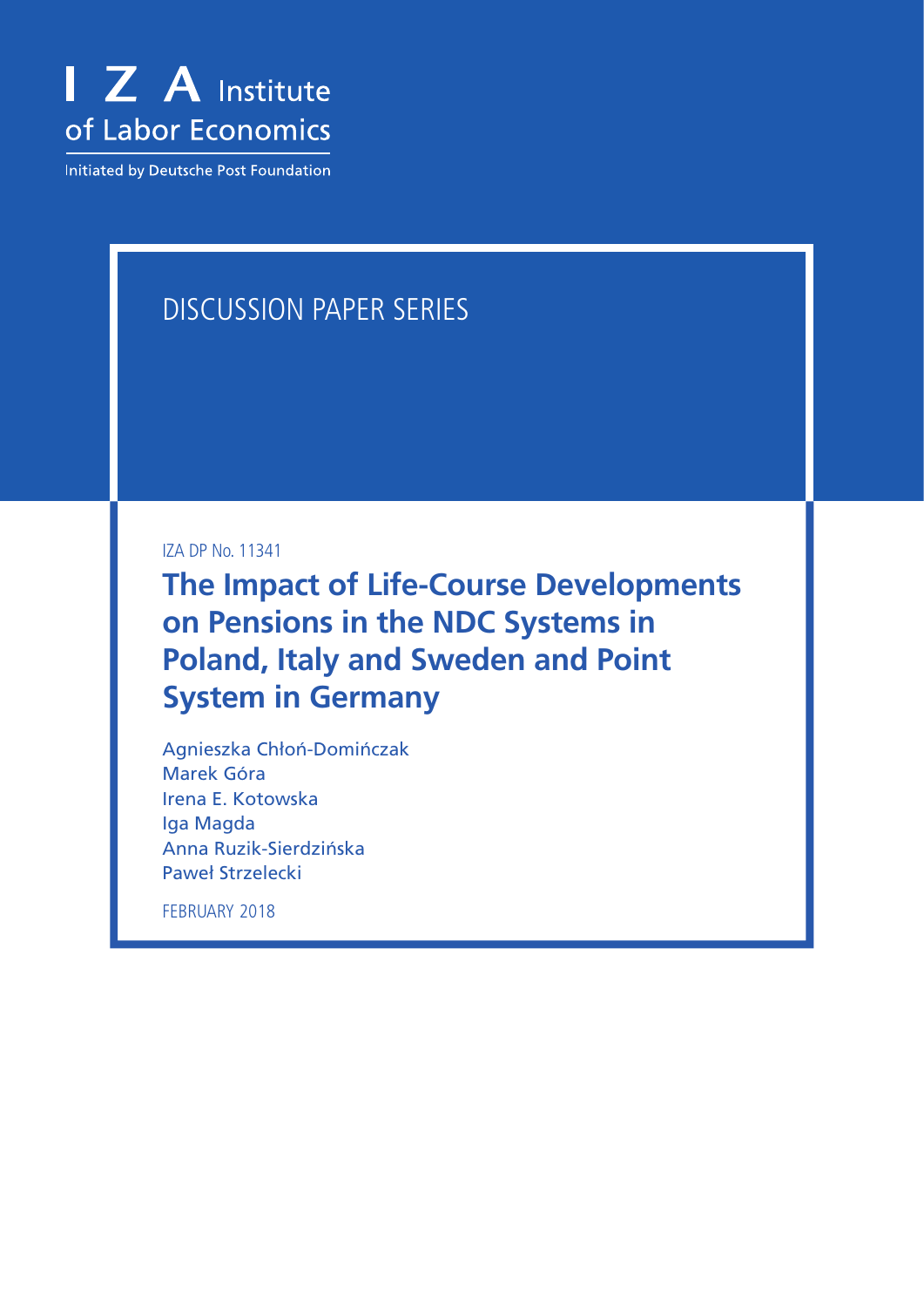I Z A Institute of Labor Economics

Initiated by Deutsche Post Foundation

DISCUSSION PAPER SERIES

IZA DP No. 11341

# The Impact of Life-Course Developments on Pensions in the NDC Systems in Poland, Italy and Sweden and Point System in Germany

Agnieszka Chłoń-Domińczak
Marek Góra
Irena E. Kotowska
Iga Magda
Anna Ruzik-Sierdzińska
Paweł Strzelecki

FEBRUARY 2018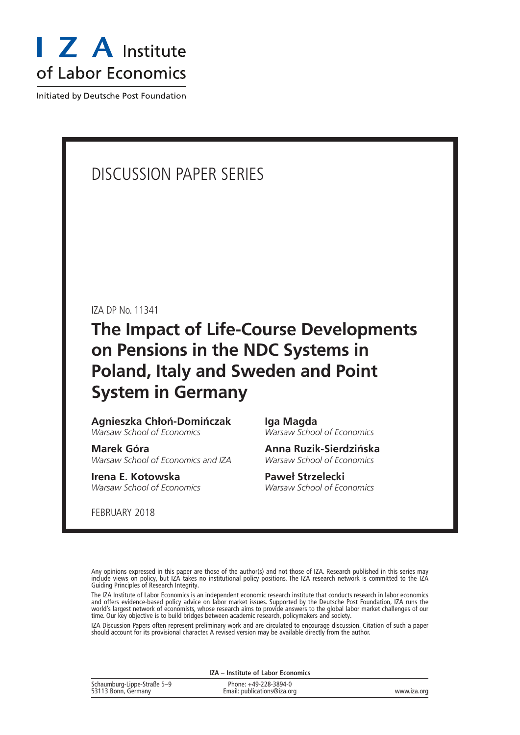# I Z A Institute of Labor Economics

Initiated by Deutsche Post Foundation

DISCUSSION PAPER SERIES

IZA DP No. 11341

# The Impact of Life-Course Developments on Pensions in the NDC Systems in Poland, Italy and Sweden and Point System in Germany

**Agnieszka Chłoń-Domińczak**
*Warsaw School of Economics*

**Marek Góra**
*Warsaw School of Economics and IZA*

**Irena E. Kotowska**
*Warsaw School of Economics*

**Iga Magda**
*Warsaw School of Economics*

**Anna Ruzik-Sierdzińska**
*Warsaw School of Economics*

**Paweł Strzelecki**
*Warsaw School of Economics*

FEBRUARY 2018

Any opinions expressed in this paper are those of the author(s) and not those of IZA. Research published in this series may include views on policy, but IZA takes no institutional policy positions. The IZA research network is committed to the IZA Guiding Principles of Research Integrity.

The IZA Institute of Labor Economics is an independent economic research institute that conducts research in labor economics and offers evidence-based policy advice on labor market issues. Supported by the Deutsche Post Foundation, IZA runs the world's largest network of economists, whose research aims to provide answers to the global labor market challenges of our time. Our key objective is to build bridges between academic research, policymakers and society.

IZA Discussion Papers often represent preliminary work and are circulated to encourage discussion. Citation of such a paper should account for its provisional character. A revised version may be available directly from the author.

**IZA – Institute of Labor Economics**

Schaumburg-Lippe-Straße 5–9
53113 Bonn, Germany

Phone: +49-228-3894-0
Email: publications@iza.org

www.iza.org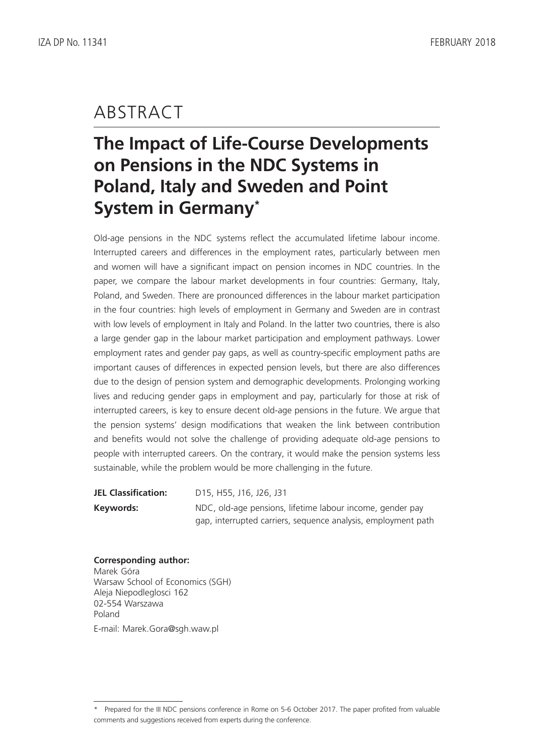# ABSTRACT

## The Impact of Life-Course Developments on Pensions in the NDC Systems in Poland, Italy and Sweden and Point System in Germany*

Old-age pensions in the NDC systems reflect the accumulated lifetime labour income. Interrupted careers and differences in the employment rates, particularly between men and women will have a significant impact on pension incomes in NDC countries. In the paper, we compare the labour market developments in four countries: Germany, Italy, Poland, and Sweden. There are pronounced differences in the labour market participation in the four countries: high levels of employment in Germany and Sweden are in contrast with low levels of employment in Italy and Poland. In the latter two countries, there is also a large gender gap in the labour market participation and employment pathways. Lower employment rates and gender pay gaps, as well as country-specific employment paths are important causes of differences in expected pension levels, but there are also differences due to the design of pension system and demographic developments. Prolonging working lives and reducing gender gaps in employment and pay, particularly for those at risk of interrupted careers, is key to ensure decent old-age pensions in the future. We argue that the pension systems' design modifications that weaken the link between contribution and benefits would not solve the challenge of providing adequate old-age pensions to people with interrupted careers. On the contrary, it would make the pension systems less sustainable, while the problem would be more challenging in the future.

**JEL Classification:** D15, H55, J16, J26, J31

**Keywords:** NDC, old-age pensions, lifetime labour income, gender pay gap, interrupted carriers, sequence analysis, employment path

**Corresponding author:**
Marek Góra
Warsaw School of Economics (SGH)
Aleja Niepodleglosci 162
02-554 Warszawa
Poland

E-mail: Marek.Gora@sgh.waw.pl

* Prepared for the III NDC pensions conference in Rome on 5-6 October 2017. The paper profited from valuable comments and suggestions received from experts during the conference.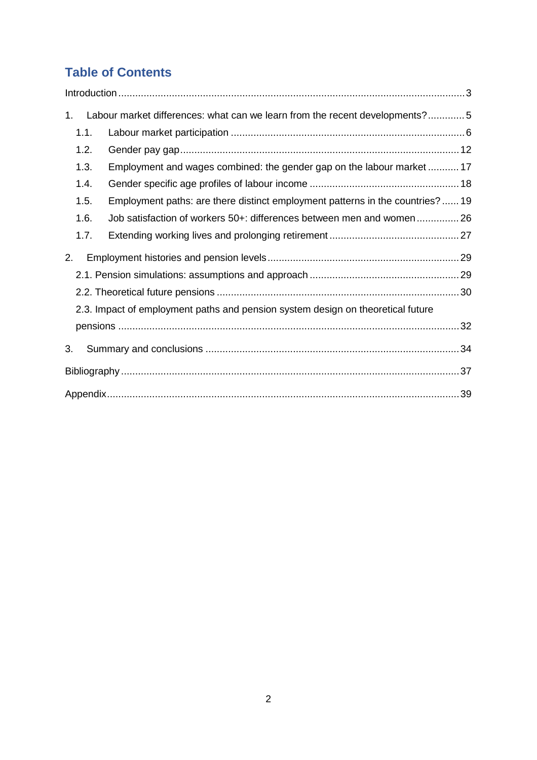## Table of Contents

Introduction ... 3

1. Labour market differences: what can we learn from the recent developments? ... 5
   - 1.1. Labour market participation ... 6
   - 1.2. Gender pay gap ... 12
   - 1.3. Employment and wages combined: the gender gap on the labour market ... 17
   - 1.4. Gender specific age profiles of labour income ... 18
   - 1.5. Employment paths: are there distinct employment patterns in the countries? ... 19
   - 1.6. Job satisfaction of workers 50+: differences between men and women ... 26
   - 1.7. Extending working lives and prolonging retirement ... 27
2. Employment histories and pension levels ... 29
   - 2.1. Pension simulations: assumptions and approach ... 29
   - 2.2. Theoretical future pensions ... 30
   - 2.3. Impact of employment paths and pension system design on theoretical future pensions ... 32
3. Summary and conclusions ... 34

Bibliography ... 37

Appendix ... 39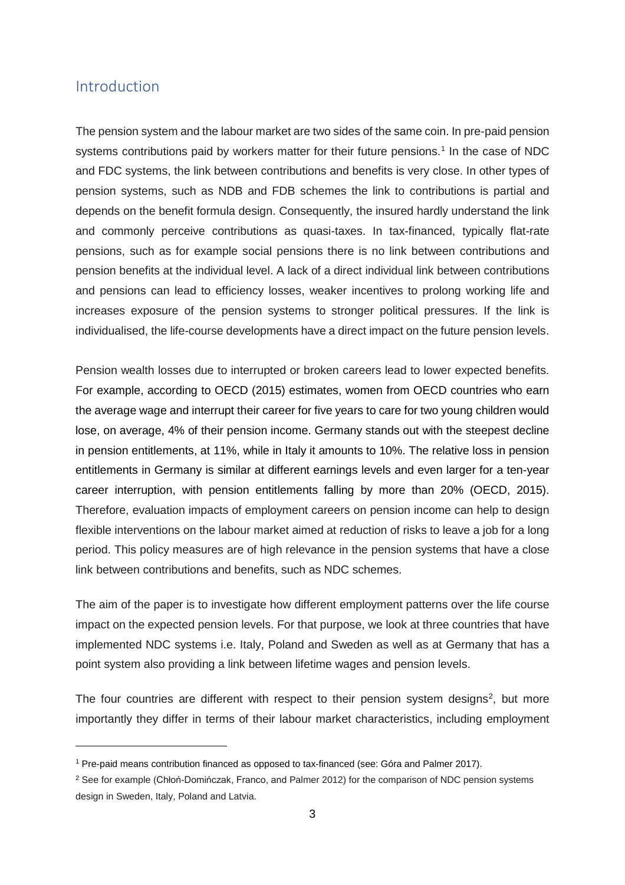## Introduction

The pension system and the labour market are two sides of the same coin. In pre-paid pension systems contributions paid by workers matter for their future pensions.[1] In the case of NDC and FDC systems, the link between contributions and benefits is very close. In other types of pension systems, such as NDB and FDB schemes the link to contributions is partial and depends on the benefit formula design. Consequently, the insured hardly understand the link and commonly perceive contributions as quasi-taxes. In tax-financed, typically flat-rate pensions, such as for example social pensions there is no link between contributions and pension benefits at the individual level. A lack of a direct individual link between contributions and pensions can lead to efficiency losses, weaker incentives to prolong working life and increases exposure of the pension systems to stronger political pressures. If the link is individualised, the life-course developments have a direct impact on the future pension levels.

Pension wealth losses due to interrupted or broken careers lead to lower expected benefits. For example, according to OECD (2015) estimates, women from OECD countries who earn the average wage and interrupt their career for five years to care for two young children would lose, on average, 4% of their pension income. Germany stands out with the steepest decline in pension entitlements, at 11%, while in Italy it amounts to 10%. The relative loss in pension entitlements in Germany is similar at different earnings levels and even larger for a ten-year career interruption, with pension entitlements falling by more than 20% (OECD, 2015). Therefore, evaluation impacts of employment careers on pension income can help to design flexible interventions on the labour market aimed at reduction of risks to leave a job for a long period. This policy measures are of high relevance in the pension systems that have a close link between contributions and benefits, such as NDC schemes.

The aim of the paper is to investigate how different employment patterns over the life course impact on the expected pension levels. For that purpose, we look at three countries that have implemented NDC systems i.e. Italy, Poland and Sweden as well as at Germany that has a point system also providing a link between lifetime wages and pension levels.

The four countries are different with respect to their pension system designs[2], but more importantly they differ in terms of their labour market characteristics, including employment

[1] Pre-paid means contribution financed as opposed to tax-financed (see: Góra and Palmer 2017).

[2] See for example (Chłoń-Domińczak, Franco, and Palmer 2012) for the comparison of NDC pension systems design in Sweden, Italy, Poland and Latvia.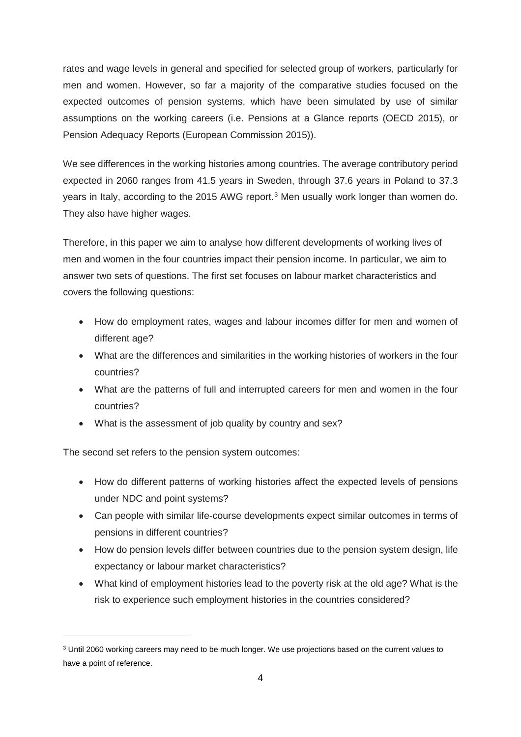rates and wage levels in general and specified for selected group of workers, particularly for men and women. However, so far a majority of the comparative studies focused on the expected outcomes of pension systems, which have been simulated by use of similar assumptions on the working careers (i.e. Pensions at a Glance reports (OECD 2015), or Pension Adequacy Reports (European Commission 2015)).

We see differences in the working histories among countries. The average contributory period expected in 2060 ranges from 41.5 years in Sweden, through 37.6 years in Poland to 37.3 years in Italy, according to the 2015 AWG report.[3] Men usually work longer than women do. They also have higher wages.

Therefore, in this paper we aim to analyse how different developments of working lives of men and women in the four countries impact their pension income. In particular, we aim to answer two sets of questions. The first set focuses on labour market characteristics and covers the following questions:

- How do employment rates, wages and labour incomes differ for men and women of different age?
- What are the differences and similarities in the working histories of workers in the four countries?
- What are the patterns of full and interrupted careers for men and women in the four countries?
- What is the assessment of job quality by country and sex?

The second set refers to the pension system outcomes:

- How do different patterns of working histories affect the expected levels of pensions under NDC and point systems?
- Can people with similar life-course developments expect similar outcomes in terms of pensions in different countries?
- How do pension levels differ between countries due to the pension system design, life expectancy or labour market characteristics?
- What kind of employment histories lead to the poverty risk at the old age? What is the risk to experience such employment histories in the countries considered?

[3] Until 2060 working careers may need to be much longer. We use projections based on the current values to have a point of reference.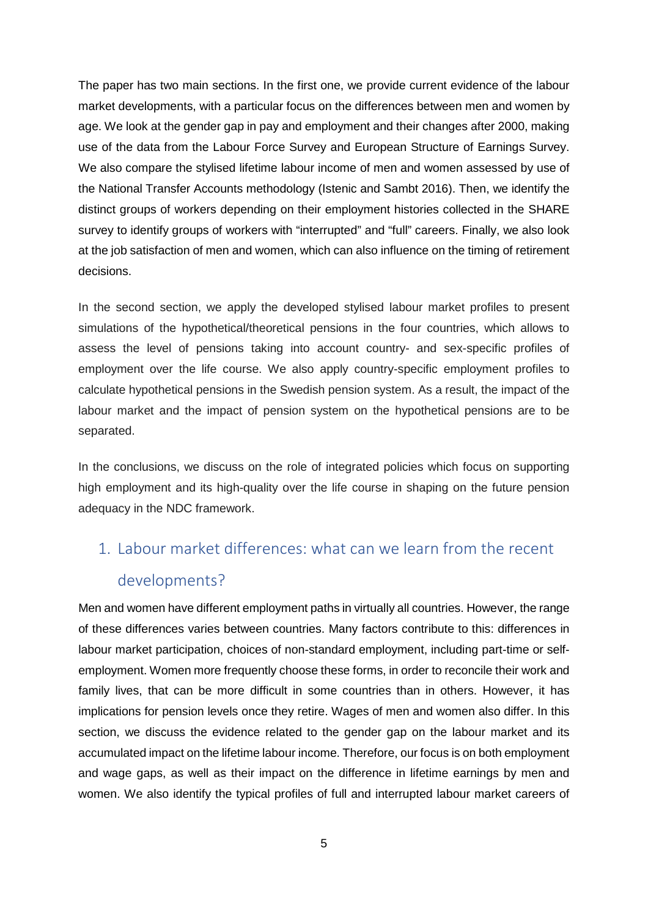The paper has two main sections. In the first one, we provide current evidence of the labour market developments, with a particular focus on the differences between men and women by age. We look at the gender gap in pay and employment and their changes after 2000, making use of the data from the Labour Force Survey and European Structure of Earnings Survey. We also compare the stylised lifetime labour income of men and women assessed by use of the National Transfer Accounts methodology (Istenic and Sambt 2016). Then, we identify the distinct groups of workers depending on their employment histories collected in the SHARE survey to identify groups of workers with “interrupted” and “full” careers. Finally, we also look at the job satisfaction of men and women, which can also influence on the timing of retirement decisions.

In the second section, we apply the developed stylised labour market profiles to present simulations of the hypothetical/theoretical pensions in the four countries, which allows to assess the level of pensions taking into account country- and sex-specific profiles of employment over the life course. We also apply country-specific employment profiles to calculate hypothetical pensions in the Swedish pension system. As a result, the impact of the labour market and the impact of pension system on the hypothetical pensions are to be separated.

In the conclusions, we discuss on the role of integrated policies which focus on supporting high employment and its high-quality over the life course in shaping on the future pension adequacy in the NDC framework.

# 1. Labour market differences: what can we learn from the recent developments?

Men and women have different employment paths in virtually all countries. However, the range of these differences varies between countries. Many factors contribute to this: differences in labour market participation, choices of non-standard employment, including part-time or self-employment. Women more frequently choose these forms, in order to reconcile their work and family lives, that can be more difficult in some countries than in others. However, it has implications for pension levels once they retire. Wages of men and women also differ. In this section, we discuss the evidence related to the gender gap on the labour market and its accumulated impact on the lifetime labour income. Therefore, our focus is on both employment and wage gaps, as well as their impact on the difference in lifetime earnings by men and women. We also identify the typical profiles of full and interrupted labour market careers of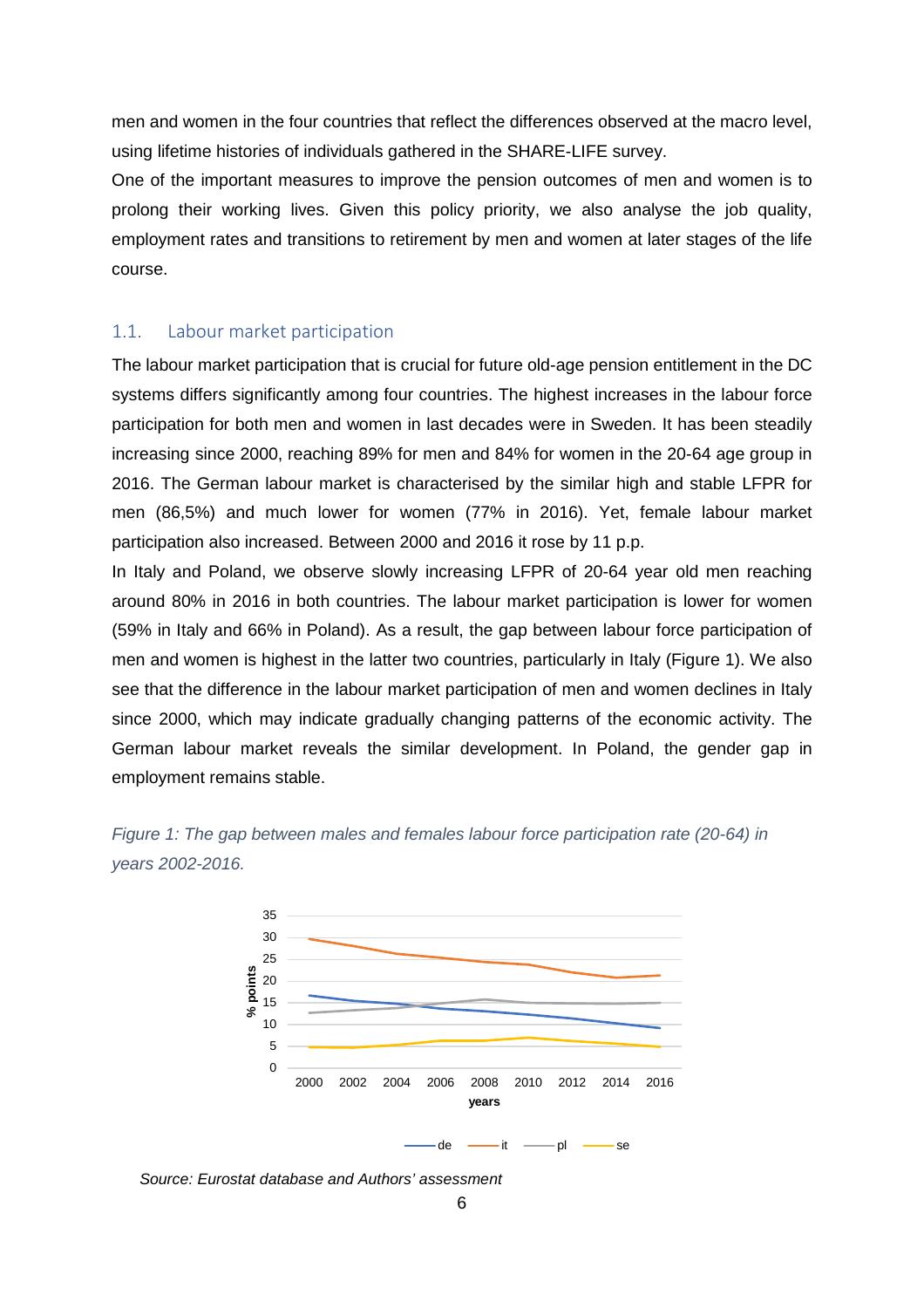men and women in the four countries that reflect the differences observed at the macro level, using lifetime histories of individuals gathered in the SHARE-LIFE survey.

One of the important measures to improve the pension outcomes of men and women is to prolong their working lives. Given this policy priority, we also analyse the job quality, employment rates and transitions to retirement by men and women at later stages of the life course.

## 1.1. Labour market participation

The labour market participation that is crucial for future old-age pension entitlement in the DC systems differs significantly among four countries. The highest increases in the labour force participation for both men and women in last decades were in Sweden. It has been steadily increasing since 2000, reaching 89% for men and 84% for women in the 20-64 age group in 2016. The German labour market is characterised by the similar high and stable LFPR for men (86,5%) and much lower for women (77% in 2016). Yet, female labour market participation also increased. Between 2000 and 2016 it rose by 11 p.p.

In Italy and Poland, we observe slowly increasing LFPR of 20-64 year old men reaching around 80% in 2016 in both countries. The labour market participation is lower for women (59% in Italy and 66% in Poland). As a result, the gap between labour force participation of men and women is highest in the latter two countries, particularly in Italy (Figure 1). We also see that the difference in the labour market participation of men and women declines in Italy since 2000, which may indicate gradually changing patterns of the economic activity. The German labour market reveals the similar development. In Poland, the gender gap in employment remains stable.

*Figure 1: The gap between males and females labour force participation rate (20-64) in years 2002-2016.*

*Source: Eurostat database and Authors' assessment*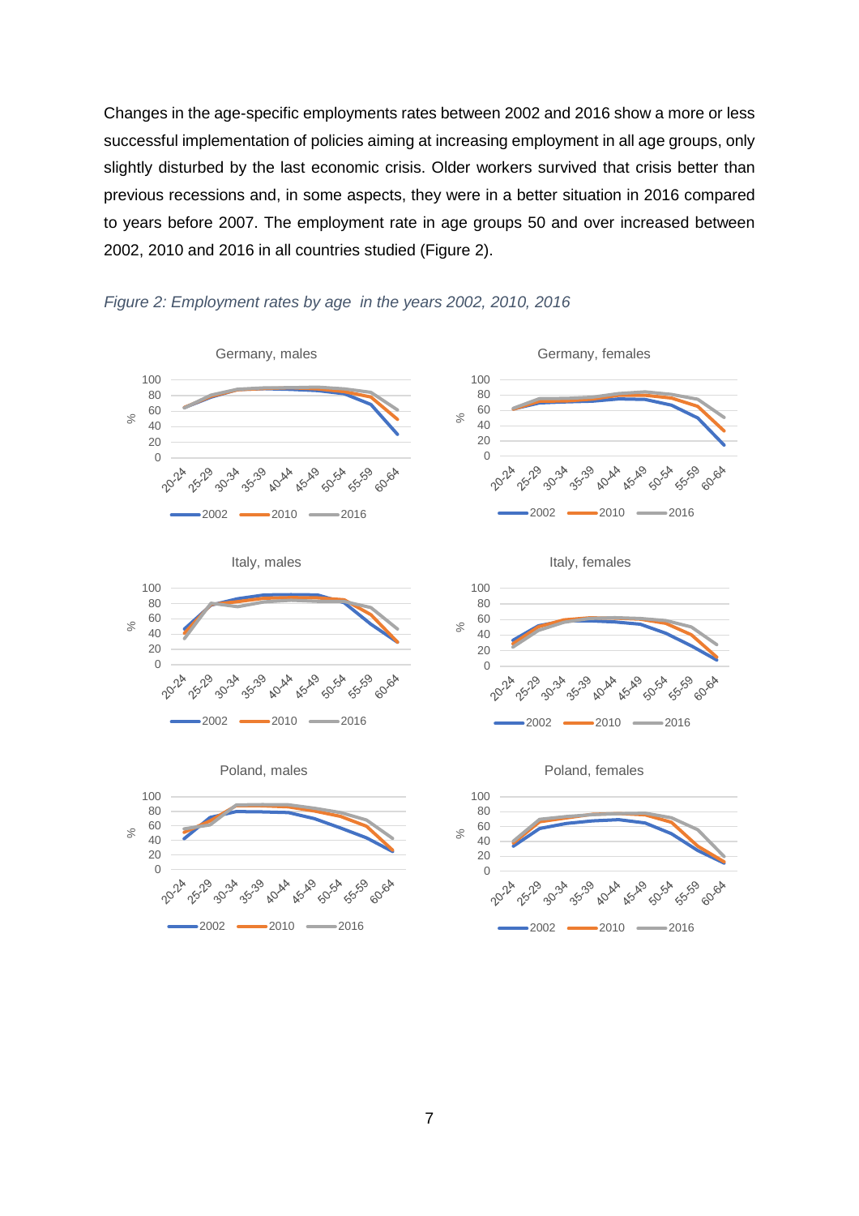Changes in the age-specific employments rates between 2002 and 2016 show a more or less successful implementation of policies aiming at increasing employment in all age groups, only slightly disturbed by the last economic crisis. Older workers survived that crisis better than previous recessions and, in some aspects, they were in a better situation in 2016 compared to years before 2007. The employment rate in age groups 50 and over increased between 2002, 2010 and 2016 in all countries studied (Figure 2).

*Figure 2: Employment rates by age in the years 2002, 2010, 2016*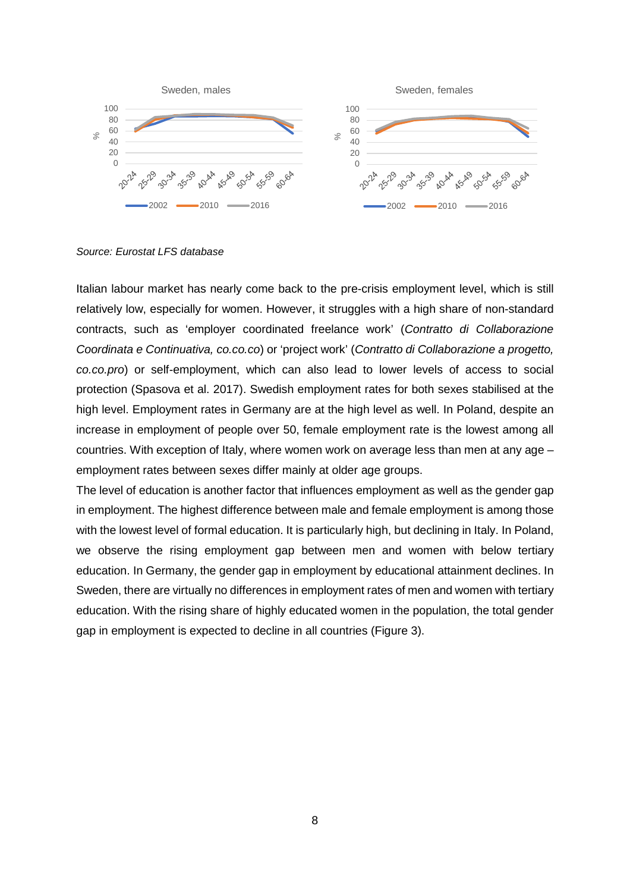Source: *Eurostat LFS database*

Italian labour market has nearly come back to the pre-crisis employment level, which is still relatively low, especially for women. However, it struggles with a high share of non-standard contracts, such as 'employer coordinated freelance work' (*Contratto di Collaborazione Coordinata e Continuativa, co.co.co*) or 'project work' (*Contratto di Collaborazione a progetto, co.co.pro*) or self-employment, which can also lead to lower levels of access to social protection (Spasova et al. 2017). Swedish employment rates for both sexes stabilised at the high level. Employment rates in Germany are at the high level as well. In Poland, despite an increase in employment of people over 50, female employment rate is the lowest among all countries. With exception of Italy, where women work on average less than men at any age – employment rates between sexes differ mainly at older age groups.

The level of education is another factor that influences employment as well as the gender gap in employment. The highest difference between male and female employment is among those with the lowest level of formal education. It is particularly high, but declining in Italy. In Poland, we observe the rising employment gap between men and women with below tertiary education. In Germany, the gender gap in employment by educational attainment declines. In Sweden, there are virtually no differences in employment rates of men and women with tertiary education. With the rising share of highly educated women in the population, the total gender gap in employment is expected to decline in all countries (Figure 3).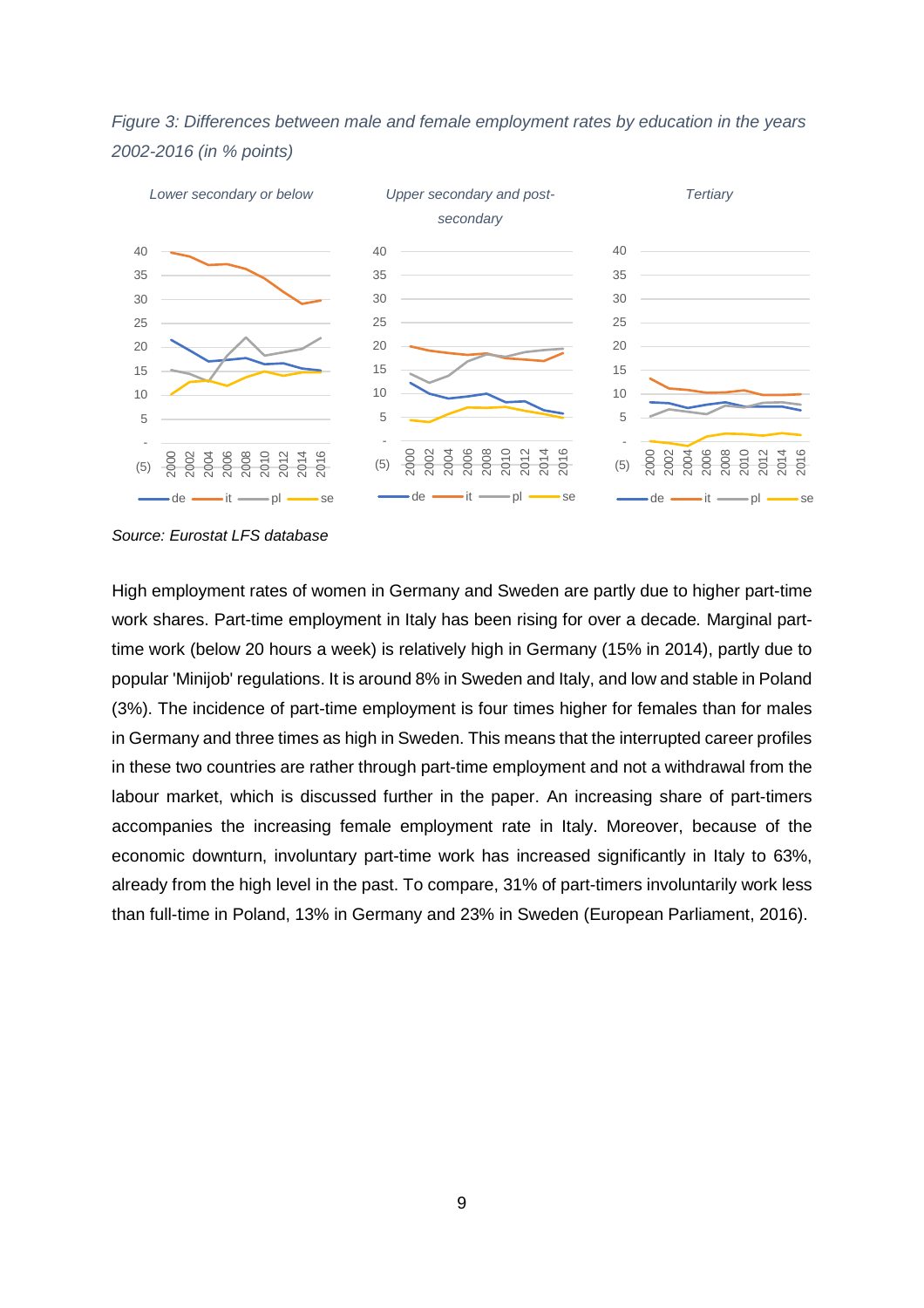*Figure 3: Differences between male and female employment rates by education in the years 2002-2016 (in % points)*

*Source: Eurostat LFS database*

High employment rates of women in Germany and Sweden are partly due to higher part-time work shares. Part-time employment in Italy has been rising for over a decade. Marginal part-time work (below 20 hours a week) is relatively high in Germany (15% in 2014), partly due to popular 'Minijob' regulations. It is around 8% in Sweden and Italy, and low and stable in Poland (3%). The incidence of part-time employment is four times higher for females than for males in Germany and three times as high in Sweden. This means that the interrupted career profiles in these two countries are rather through part-time employment and not a withdrawal from the labour market, which is discussed further in the paper. An increasing share of part-timers accompanies the increasing female employment rate in Italy. Moreover, because of the economic downturn, involuntary part-time work has increased significantly in Italy to 63%, already from the high level in the past. To compare, 31% of part-timers involuntarily work less than full-time in Poland, 13% in Germany and 23% in Sweden (European Parliament, 2016).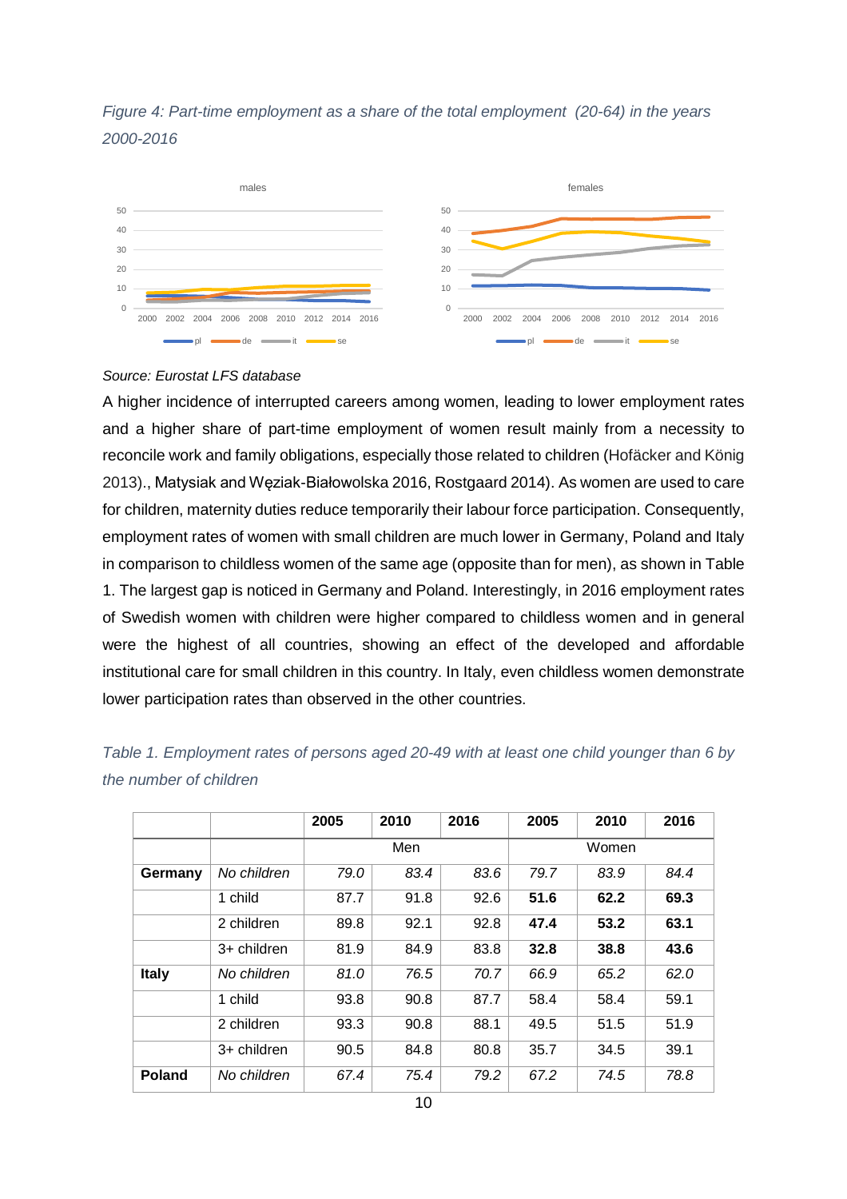*Figure 4: Part-time employment as a share of the total employment (20-64) in the years 2000-2016*

*Source: Eurostat LFS database*

A higher incidence of interrupted careers among women, leading to lower employment rates and a higher share of part-time employment of women result mainly from a necessity to reconcile work and family obligations, especially those related to children (Hofäcker and König 2013)., Matysiak and Węziak-Białowolska 2016, Rostgaard 2014). As women are used to care for children, maternity duties reduce temporarily their labour force participation. Consequently, employment rates of women with small children are much lower in Germany, Poland and Italy in comparison to childless women of the same age (opposite than for men), as shown in Table 1. The largest gap is noticed in Germany and Poland. Interestingly, in 2016 employment rates of Swedish women with children were higher compared to childless women and in general were the highest of all countries, showing an effect of the developed and affordable institutional care for small children in this country. In Italy, even childless women demonstrate lower participation rates than observed in the other countries.

*Table 1. Employment rates of persons aged 20-49 with at least one child younger than 6 by the number of children*

| | | 2005 | 2010 | 2016 | 2005 | 2010 | 2016 |
|---|---|---|---|---|---|---|---|
| | | Men | | | Women | | |
| **Germany** | *No children* | *79.0* | *83.4* | *83.6* | *79.7* | *83.9* | *84.4* |
| | 1 child | 87.7 | 91.8 | 92.6 | **51.6** | **62.2** | **69.3** |
| | 2 children | 89.8 | 92.1 | 92.8 | **47.4** | **53.2** | **63.1** |
| | 3+ children | 81.9 | 84.9 | 83.8 | **32.8** | **38.8** | **43.6** |
| **Italy** | *No children* | *81.0* | *76.5* | *70.7* | *66.9* | *65.2* | *62.0* |
| | 1 child | 93.8 | 90.8 | 87.7 | 58.4 | 58.4 | 59.1 |
| | 2 children | 93.3 | 90.8 | 88.1 | 49.5 | 51.5 | 51.9 |
| | 3+ children | 90.5 | 84.8 | 80.8 | 35.7 | 34.5 | 39.1 |
| **Poland** | *No children* | *67.4* | *75.4* | *79.2* | *67.2* | *74.5* | *78.8* |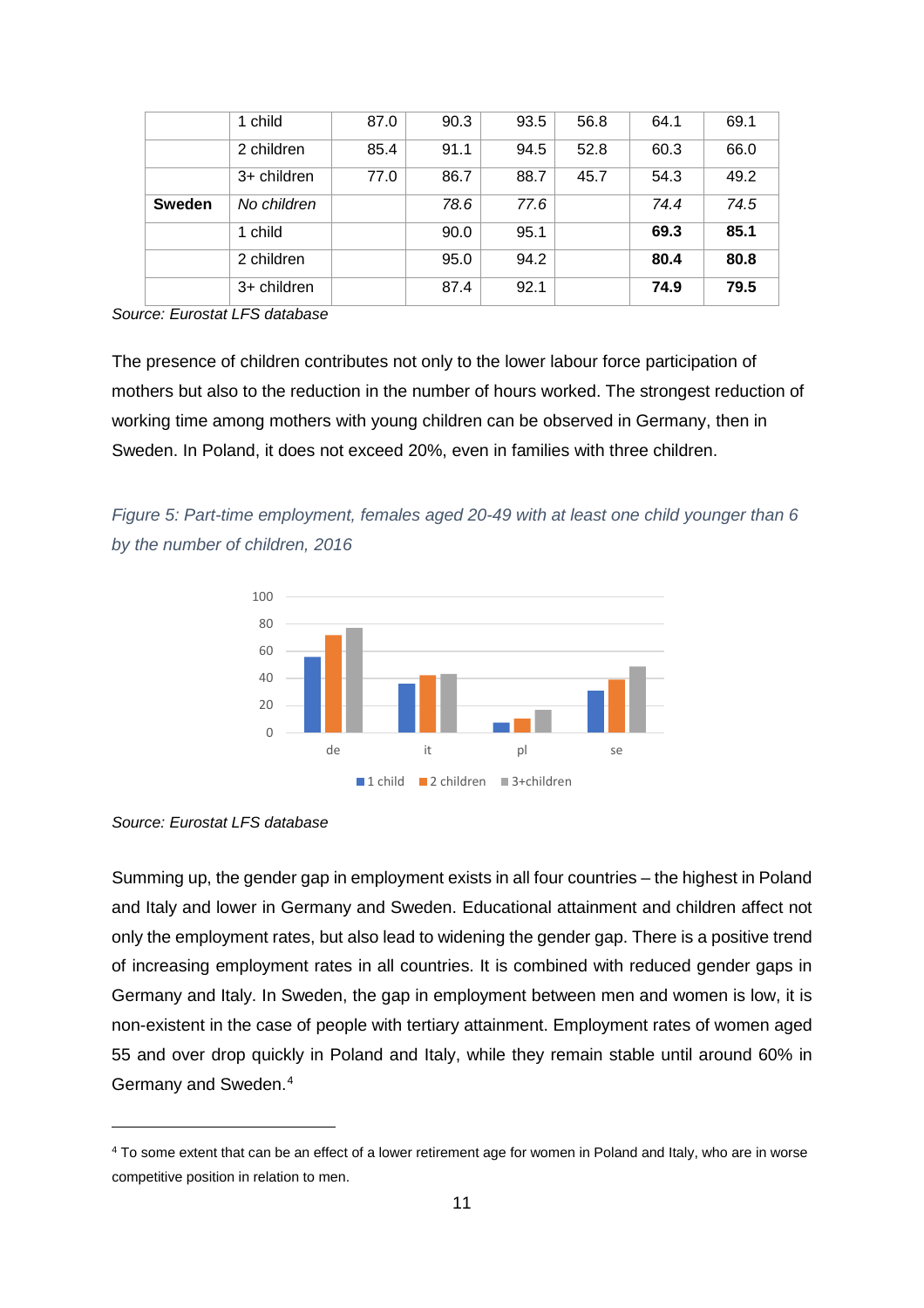| | | | | | | | |
|---|---|---|---|---|---|---|---|
| | 1 child | 87.0 | 90.3 | 93.5 | 56.8 | 64.1 | 69.1 |
| | 2 children | 85.4 | 91.1 | 94.5 | 52.8 | 60.3 | 66.0 |
| | 3+ children | 77.0 | 86.7 | 88.7 | 45.7 | 54.3 | 49.2 |
| **Sweden** | *No children* | | *78.6* | *77.6* | | *74.4* | *74.5* |
| | 1 child | | 90.0 | 95.1 | | **69.3** | **85.1** |
| | 2 children | | 95.0 | 94.2 | | **80.4** | **80.8** |
| | 3+ children | | 87.4 | 92.1 | | **74.9** | **79.5** |

*Source: Eurostat LFS database*

The presence of children contributes not only to the lower labour force participation of mothers but also to the reduction in the number of hours worked. The strongest reduction of working time among mothers with young children can be observed in Germany, then in Sweden. In Poland, it does not exceed 20%, even in families with three children.

*Figure 5: Part-time employment, females aged 20-49 with at least one child younger than 6 by the number of children, 2016*

*Source: Eurostat LFS database*

Summing up, the gender gap in employment exists in all four countries – the highest in Poland and Italy and lower in Germany and Sweden. Educational attainment and children affect not only the employment rates, but also lead to widening the gender gap. There is a positive trend of increasing employment rates in all countries. It is combined with reduced gender gaps in Germany and Italy. In Sweden, the gap in employment between men and women is low, it is non-existent in the case of people with tertiary attainment. Employment rates of women aged 55 and over drop quickly in Poland and Italy, while they remain stable until around 60% in Germany and Sweden.[4]

[4] To some extent that can be an effect of a lower retirement age for women in Poland and Italy, who are in worse competitive position in relation to men.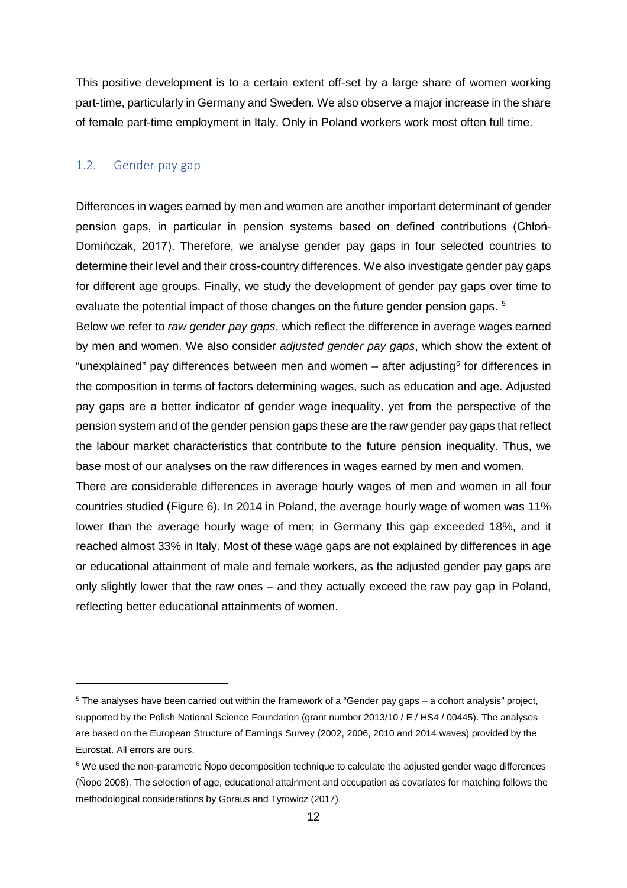This positive development is to a certain extent off-set by a large share of women working part-time, particularly in Germany and Sweden. We also observe a major increase in the share of female part-time employment in Italy. Only in Poland workers work most often full time.

## 1.2. Gender pay gap

Differences in wages earned by men and women are another important determinant of gender pension gaps, in particular in pension systems based on defined contributions (Chłoń-Domińczak, 2017). Therefore, we analyse gender pay gaps in four selected countries to determine their level and their cross-country differences. We also investigate gender pay gaps for different age groups. Finally, we study the development of gender pay gaps over time to evaluate the potential impact of those changes on the future gender pension gaps. [5]

Below we refer to *raw gender pay gaps*, which reflect the difference in average wages earned by men and women. We also consider *adjusted gender pay gaps*, which show the extent of "unexplained" pay differences between men and women – after adjusting[6] for differences in the composition in terms of factors determining wages, such as education and age. Adjusted pay gaps are a better indicator of gender wage inequality, yet from the perspective of the pension system and of the gender pension gaps these are the raw gender pay gaps that reflect the labour market characteristics that contribute to the future pension inequality. Thus, we base most of our analyses on the raw differences in wages earned by men and women.

There are considerable differences in average hourly wages of men and women in all four countries studied (Figure 6). In 2014 in Poland, the average hourly wage of women was 11% lower than the average hourly wage of men; in Germany this gap exceeded 18%, and it reached almost 33% in Italy. Most of these wage gaps are not explained by differences in age or educational attainment of male and female workers, as the adjusted gender pay gaps are only slightly lower that the raw ones – and they actually exceed the raw pay gap in Poland, reflecting better educational attainments of women.

---

[5] The analyses have been carried out within the framework of a "Gender pay gaps – a cohort analysis" project, supported by the Polish National Science Foundation (grant number 2013/10 / E / HS4 / 00445). The analyses are based on the European Structure of Earnings Survey (2002, 2006, 2010 and 2014 waves) provided by the Eurostat. All errors are ours.

[6] We used the non-parametric Ñopo decomposition technique to calculate the adjusted gender wage differences (Ñopo 2008). The selection of age, educational attainment and occupation as covariates for matching follows the methodological considerations by Goraus and Tyrowicz (2017).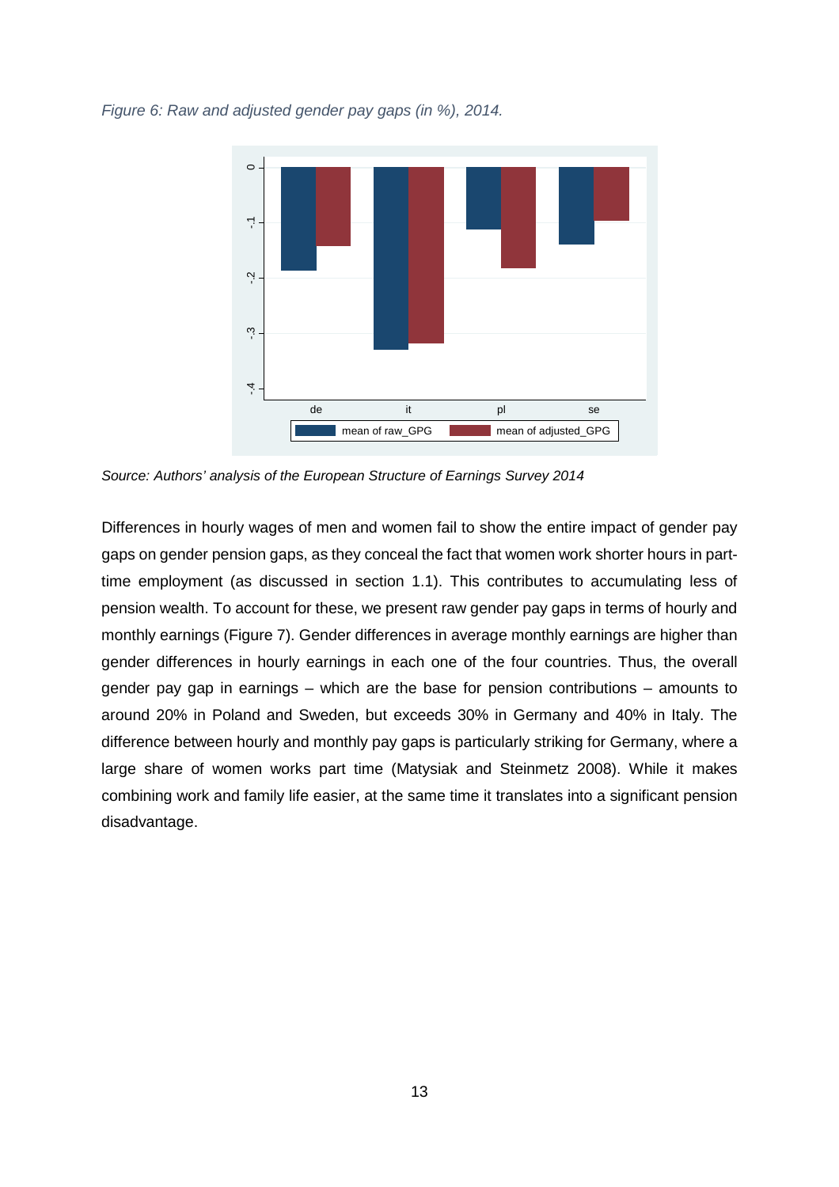*Figure 6: Raw and adjusted gender pay gaps (in %), 2014.*

*Source: Authors' analysis of the European Structure of Earnings Survey 2014*

Differences in hourly wages of men and women fail to show the entire impact of gender pay gaps on gender pension gaps, as they conceal the fact that women work shorter hours in part-time employment (as discussed in section 1.1). This contributes to accumulating less of pension wealth. To account for these, we present raw gender pay gaps in terms of hourly and monthly earnings (Figure 7). Gender differences in average monthly earnings are higher than gender differences in hourly earnings in each one of the four countries. Thus, the overall gender pay gap in earnings – which are the base for pension contributions – amounts to around 20% in Poland and Sweden, but exceeds 30% in Germany and 40% in Italy. The difference between hourly and monthly pay gaps is particularly striking for Germany, where a large share of women works part time (Matysiak and Steinmetz 2008). While it makes combining work and family life easier, at the same time it translates into a significant pension disadvantage.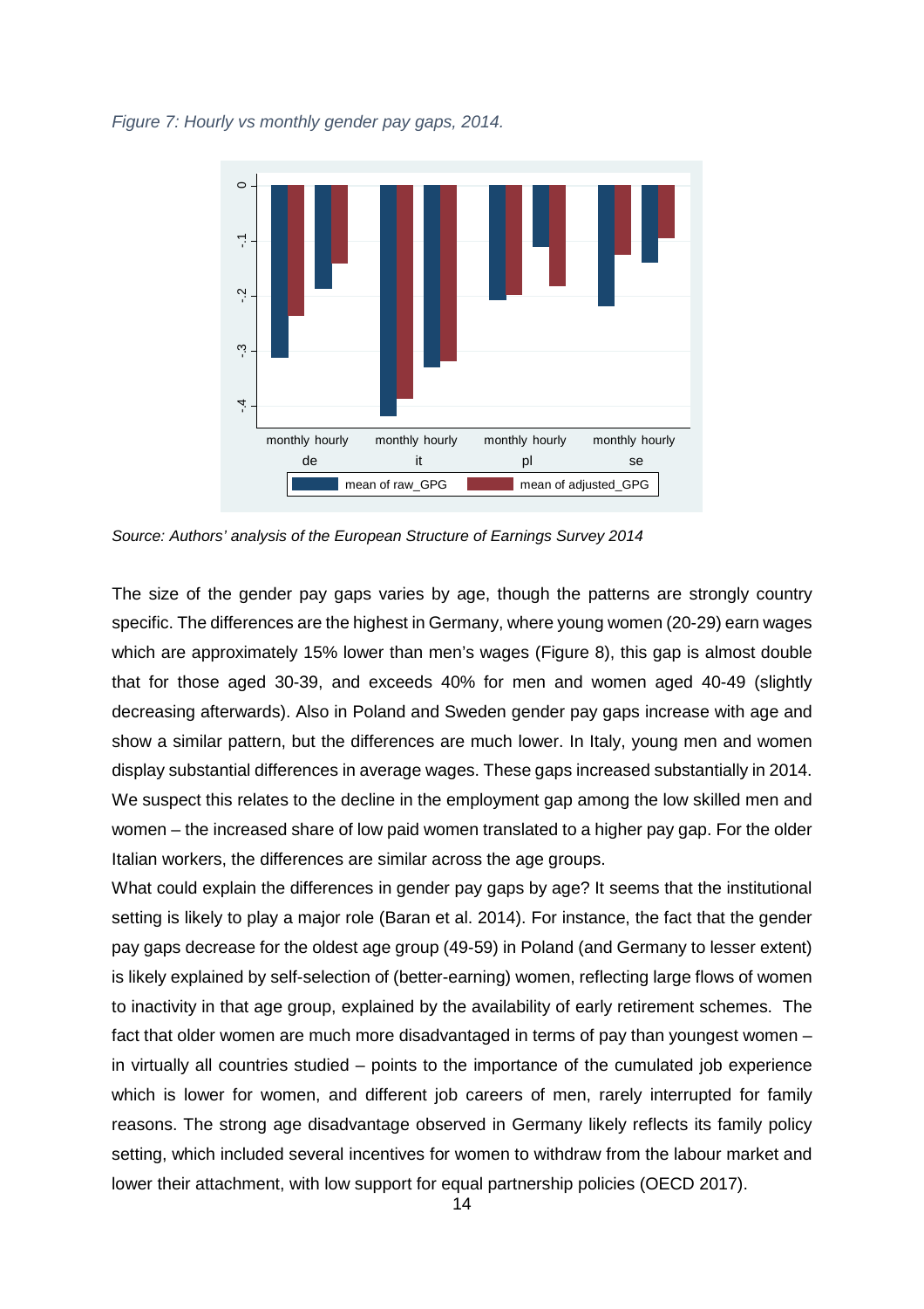*Figure 7: Hourly vs monthly gender pay gaps, 2014.*

*Source: Authors' analysis of the European Structure of Earnings Survey 2014*

The size of the gender pay gaps varies by age, though the patterns are strongly country specific. The differences are the highest in Germany, where young women (20-29) earn wages which are approximately 15% lower than men's wages (Figure 8), this gap is almost double that for those aged 30-39, and exceeds 40% for men and women aged 40-49 (slightly decreasing afterwards). Also in Poland and Sweden gender pay gaps increase with age and show a similar pattern, but the differences are much lower. In Italy, young men and women display substantial differences in average wages. These gaps increased substantially in 2014. We suspect this relates to the decline in the employment gap among the low skilled men and women – the increased share of low paid women translated to a higher pay gap. For the older Italian workers, the differences are similar across the age groups.

What could explain the differences in gender pay gaps by age? It seems that the institutional setting is likely to play a major role (Baran et al. 2014). For instance, the fact that the gender pay gaps decrease for the oldest age group (49-59) in Poland (and Germany to lesser extent) is likely explained by self-selection of (better-earning) women, reflecting large flows of women to inactivity in that age group, explained by the availability of early retirement schemes. The fact that older women are much more disadvantaged in terms of pay than youngest women – in virtually all countries studied – points to the importance of the cumulated job experience which is lower for women, and different job careers of men, rarely interrupted for family reasons. The strong age disadvantage observed in Germany likely reflects its family policy setting, which included several incentives for women to withdraw from the labour market and lower their attachment, with low support for equal partnership policies (OECD 2017).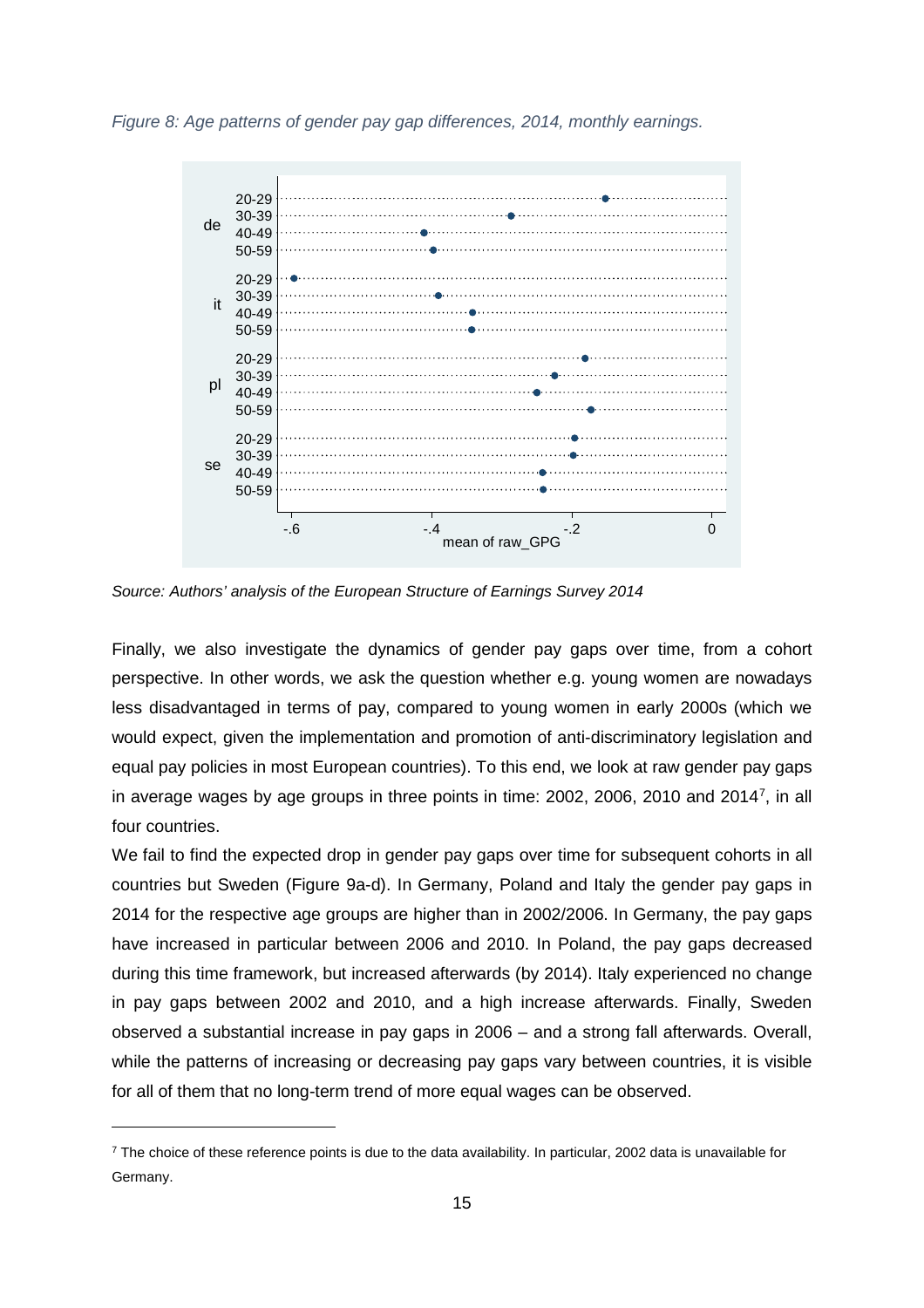*Figure 8: Age patterns of gender pay gap differences, 2014, monthly earnings.*

*Source: Authors' analysis of the European Structure of Earnings Survey 2014*

Finally, we also investigate the dynamics of gender pay gaps over time, from a cohort perspective. In other words, we ask the question whether e.g. young women are nowadays less disadvantaged in terms of pay, compared to young women in early 2000s (which we would expect, given the implementation and promotion of anti-discriminatory legislation and equal pay policies in most European countries). To this end, we look at raw gender pay gaps in average wages by age groups in three points in time: 2002, 2006, 2010 and 2014[7], in all four countries.

We fail to find the expected drop in gender pay gaps over time for subsequent cohorts in all countries but Sweden (Figure 9a-d). In Germany, Poland and Italy the gender pay gaps in 2014 for the respective age groups are higher than in 2002/2006. In Germany, the pay gaps have increased in particular between 2006 and 2010. In Poland, the pay gaps decreased during this time framework, but increased afterwards (by 2014). Italy experienced no change in pay gaps between 2002 and 2010, and a high increase afterwards. Finally, Sweden observed a substantial increase in pay gaps in 2006 – and a strong fall afterwards. Overall, while the patterns of increasing or decreasing pay gaps vary between countries, it is visible for all of them that no long-term trend of more equal wages can be observed.

[7] The choice of these reference points is due to the data availability. In particular, 2002 data is unavailable for Germany.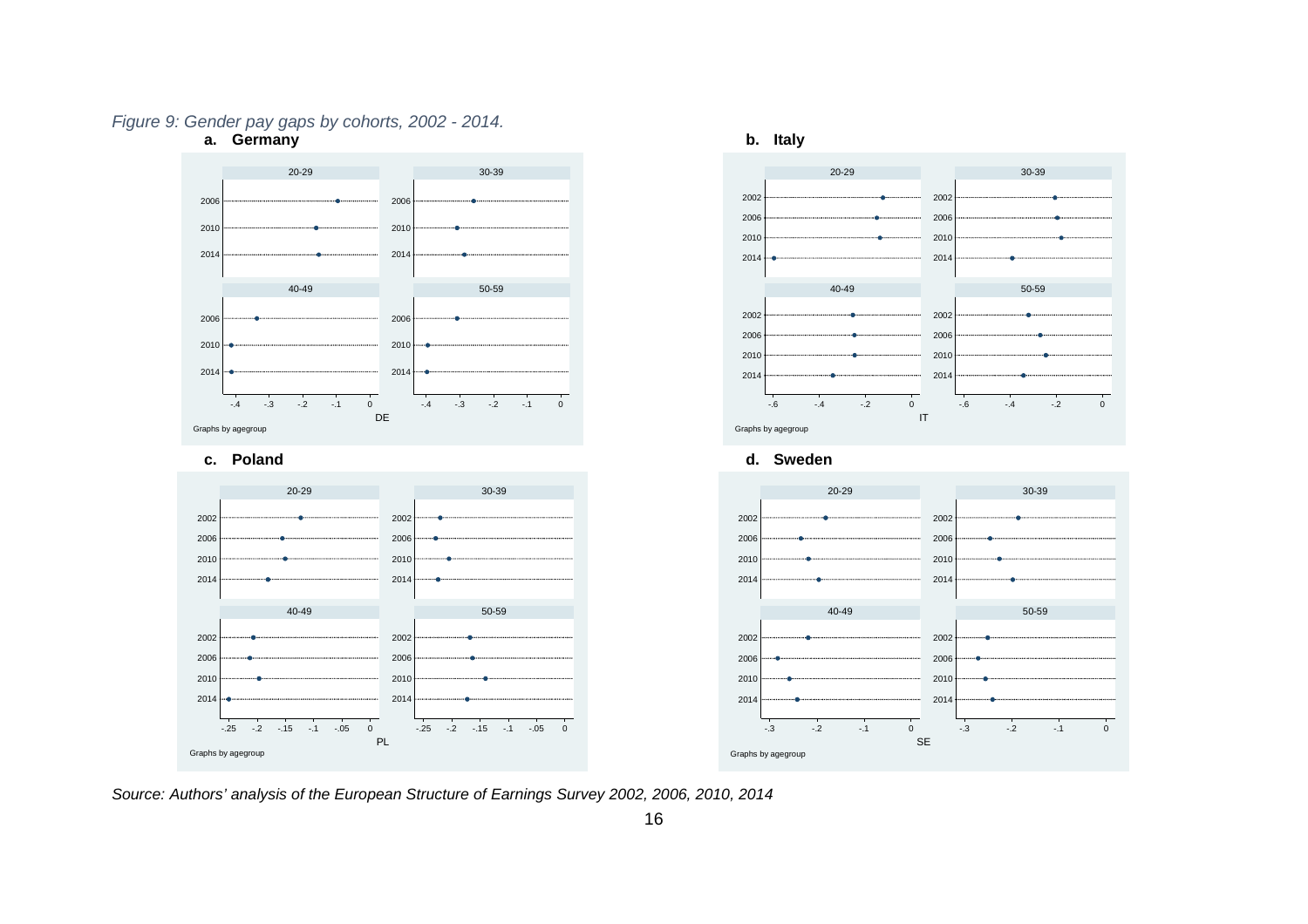*Figure 9: Gender pay gaps by cohorts, 2002 - 2014.*

**a. Germany**

**b. Italy**

**c. Poland**

**d. Sweden**

*Source: Authors' analysis of the European Structure of Earnings Survey 2002, 2006, 2010, 2014*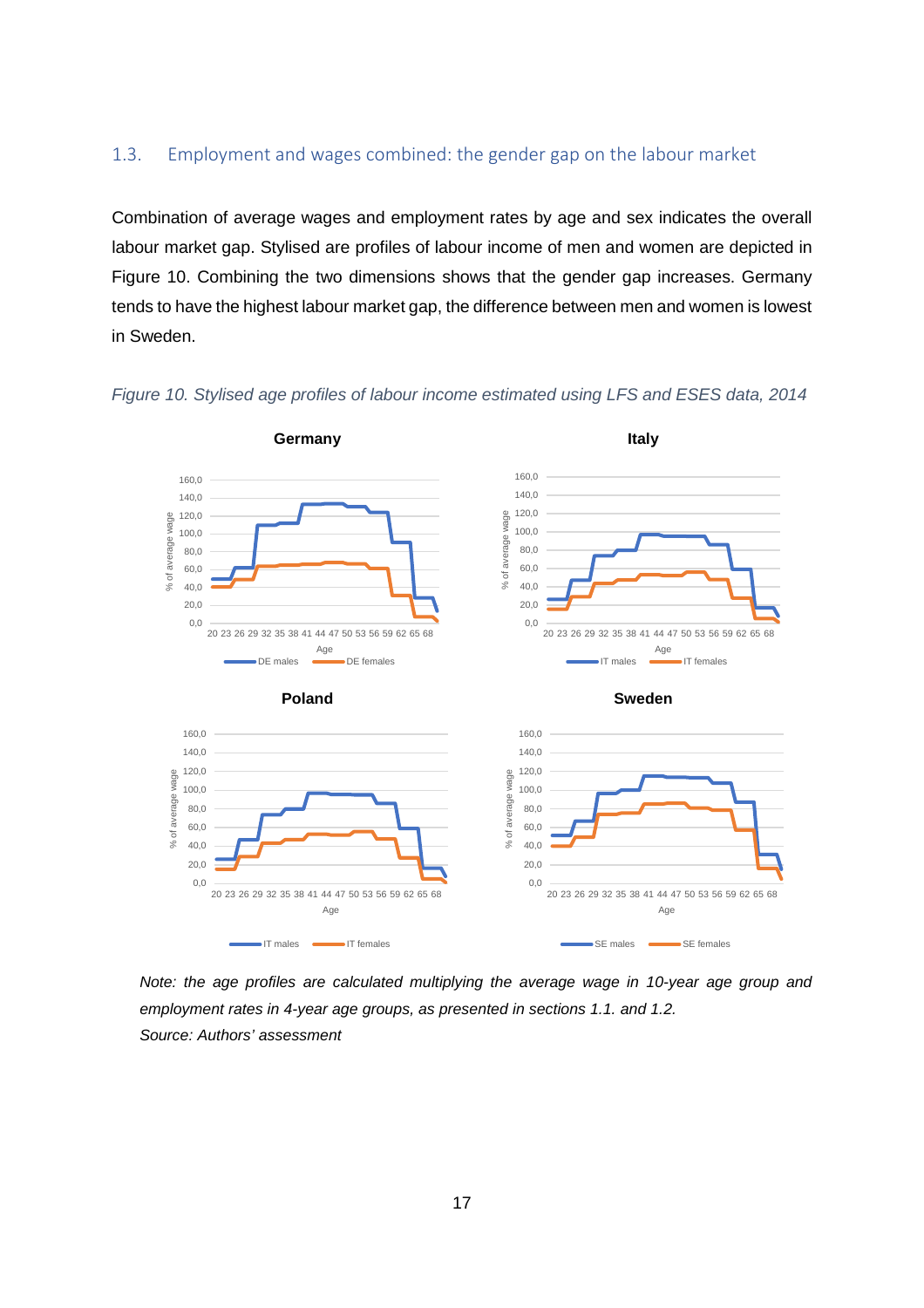### 1.3. Employment and wages combined: the gender gap on the labour market

Combination of average wages and employment rates by age and sex indicates the overall labour market gap. Stylised are profiles of labour income of men and women are depicted in Figure 10. Combining the two dimensions shows that the gender gap increases. Germany tends to have the highest labour market gap, the difference between men and women is lowest in Sweden.

*Figure 10. Stylised age profiles of labour income estimated using LFS and ESES data, 2014*

*Note: the age profiles are calculated multiplying the average wage in 10-year age group and employment rates in 4-year age groups, as presented in sections 1.1. and 1.2.*
*Source: Authors' assessment*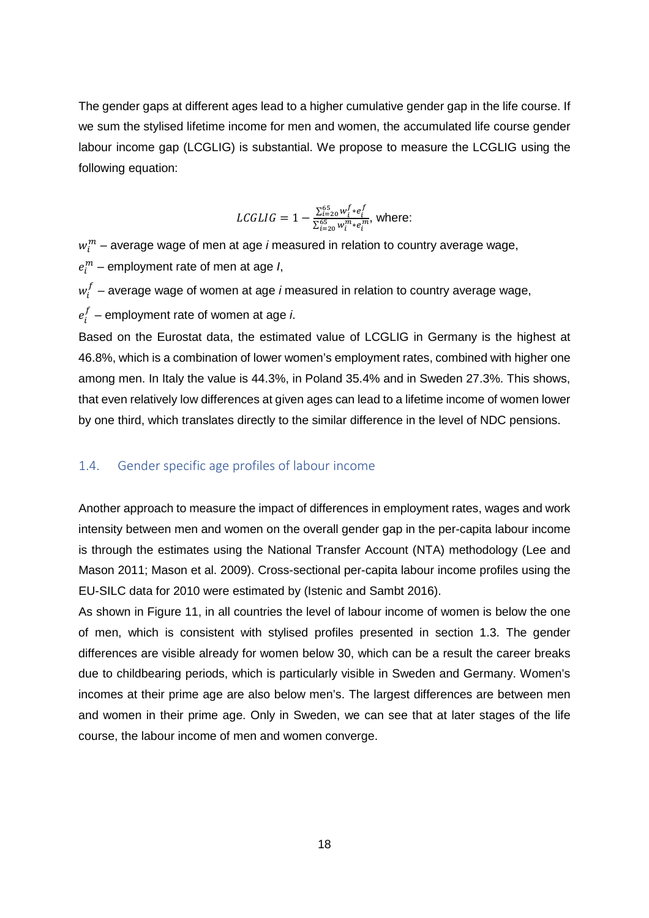The gender gaps at different ages lead to a higher cumulative gender gap in the life course. If we sum the stylised lifetime income for men and women, the accumulated life course gender labour income gap (LCGLIG) is substantial. We propose to measure the LCGLIG using the following equation:

$$LCGLIG = 1 - \frac{\sum_{i=20}^{65} w_i^f * e_i^f}{\sum_{i=20}^{65} w_i^m * e_i^m}, \text{ where:}$$

$w_i^m$ – average wage of men at age *i* measured in relation to country average wage,

$e_i^m$ – employment rate of men at age *I*,

$w_i^f$ – average wage of women at age *i* measured in relation to country average wage,

$e_i^f$ – employment rate of women at age *i*.

Based on the Eurostat data, the estimated value of LCGLIG in Germany is the highest at 46.8%, which is a combination of lower women's employment rates, combined with higher one among men. In Italy the value is 44.3%, in Poland 35.4% and in Sweden 27.3%. This shows, that even relatively low differences at given ages can lead to a lifetime income of women lower by one third, which translates directly to the similar difference in the level of NDC pensions.

## 1.4. Gender specific age profiles of labour income

Another approach to measure the impact of differences in employment rates, wages and work intensity between men and women on the overall gender gap in the per-capita labour income is through the estimates using the National Transfer Account (NTA) methodology (Lee and Mason 2011; Mason et al. 2009). Cross-sectional per-capita labour income profiles using the EU-SILC data for 2010 were estimated by (Istenic and Sambt 2016).

As shown in Figure 11, in all countries the level of labour income of women is below the one of men, which is consistent with stylised profiles presented in section 1.3. The gender differences are visible already for women below 30, which can be a result the career breaks due to childbearing periods, which is particularly visible in Sweden and Germany. Women's incomes at their prime age are also below men's. The largest differences are between men and women in their prime age. Only in Sweden, we can see that at later stages of the life course, the labour income of men and women converge.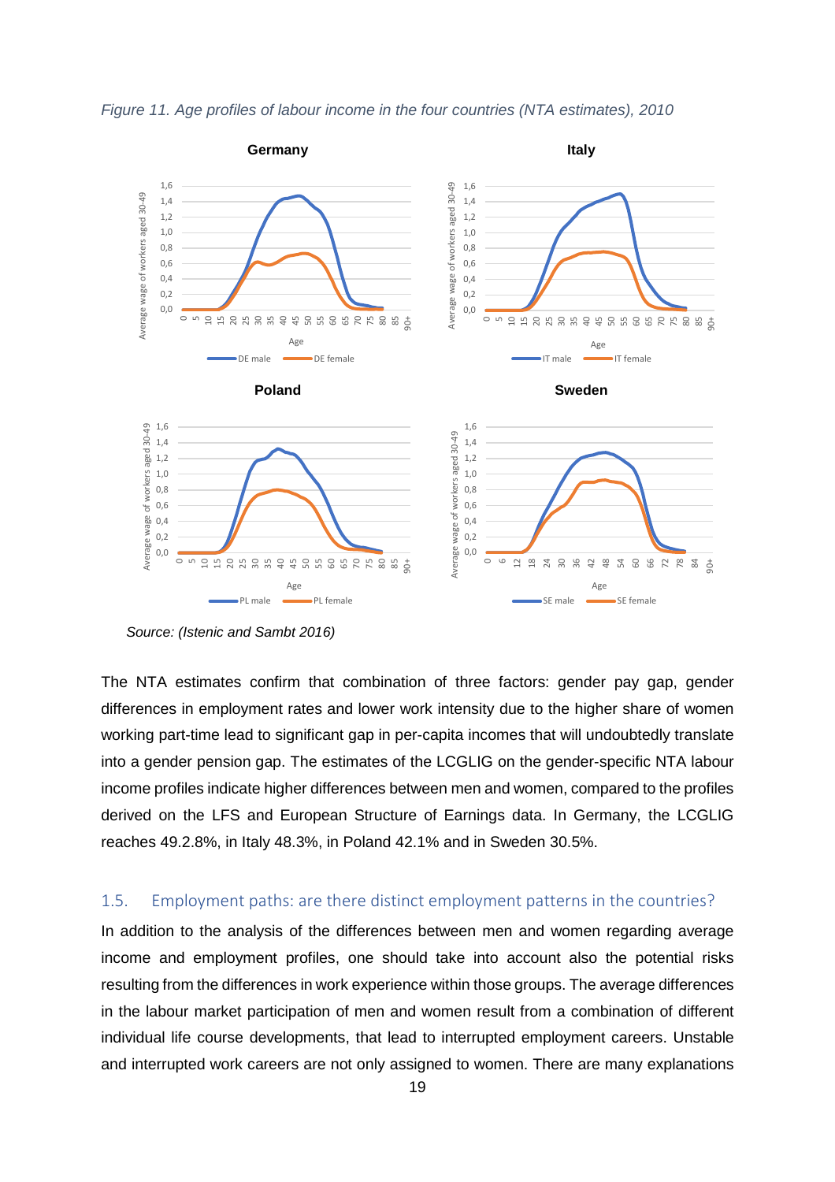*Figure 11. Age profiles of labour income in the four countries (NTA estimates), 2010*

*Source: (Istenic and Sambt 2016)*

The NTA estimates confirm that combination of three factors: gender pay gap, gender differences in employment rates and lower work intensity due to the higher share of women working part-time lead to significant gap in per-capita incomes that will undoubtedly translate into a gender pension gap. The estimates of the LCGLIG on the gender-specific NTA labour income profiles indicate higher differences between men and women, compared to the profiles derived on the LFS and European Structure of Earnings data. In Germany, the LCGLIG reaches 49.2.8%, in Italy 48.3%, in Poland 42.1% and in Sweden 30.5%.

## 1.5. Employment paths: are there distinct employment patterns in the countries?

In addition to the analysis of the differences between men and women regarding average income and employment profiles, one should take into account also the potential risks resulting from the differences in work experience within those groups. The average differences in the labour market participation of men and women result from a combination of different individual life course developments, that lead to interrupted employment careers. Unstable and interrupted work careers are not only assigned to women. There are many explanations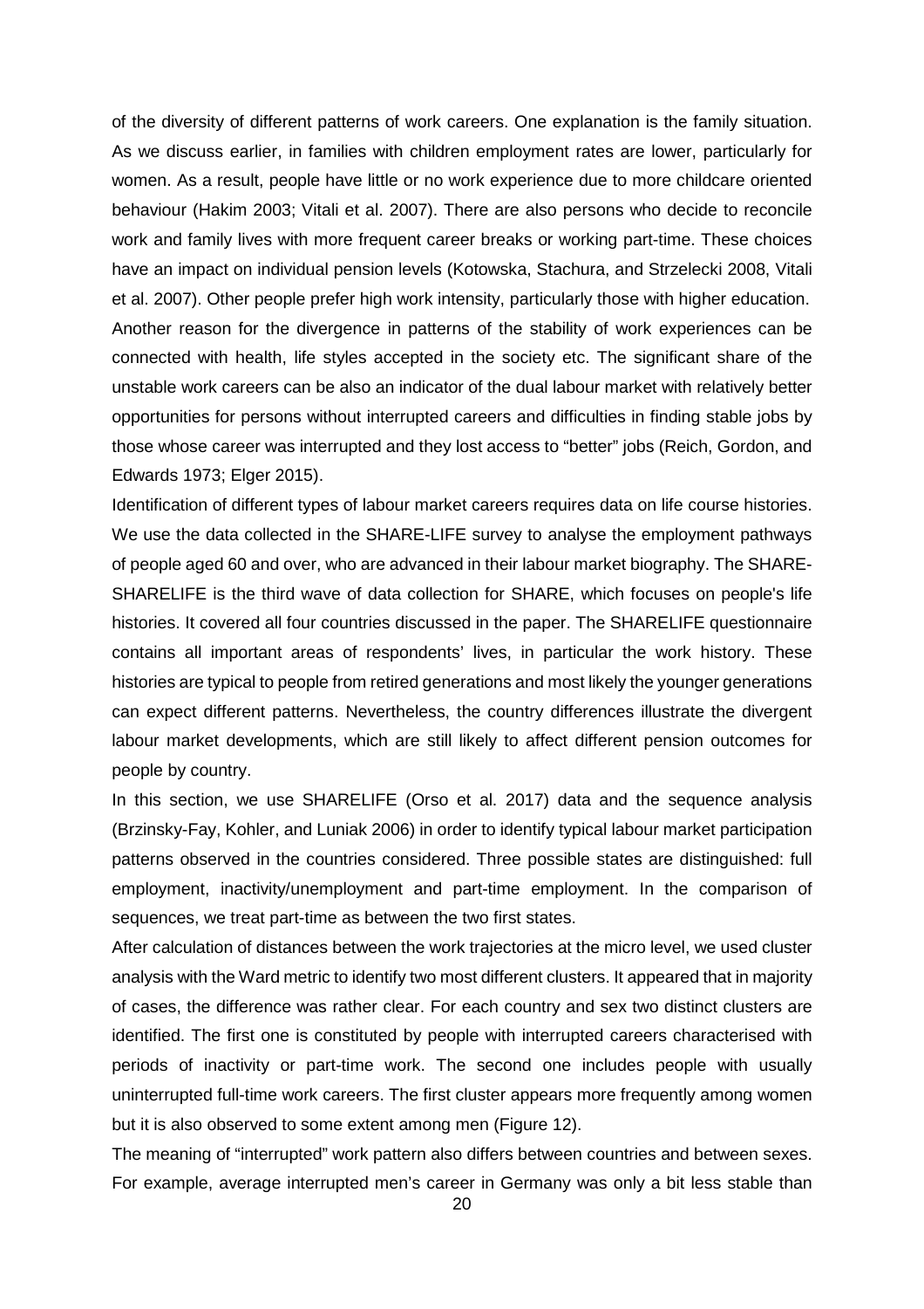of the diversity of different patterns of work careers. One explanation is the family situation. As we discuss earlier, in families with children employment rates are lower, particularly for women. As a result, people have little or no work experience due to more childcare oriented behaviour (Hakim 2003; Vitali et al. 2007). There are also persons who decide to reconcile work and family lives with more frequent career breaks or working part-time. These choices have an impact on individual pension levels (Kotowska, Stachura, and Strzelecki 2008, Vitali et al. 2007). Other people prefer high work intensity, particularly those with higher education. Another reason for the divergence in patterns of the stability of work experiences can be connected with health, life styles accepted in the society etc. The significant share of the unstable work careers can be also an indicator of the dual labour market with relatively better opportunities for persons without interrupted careers and difficulties in finding stable jobs by those whose career was interrupted and they lost access to "better" jobs (Reich, Gordon, and Edwards 1973; Elger 2015).

Identification of different types of labour market careers requires data on life course histories. We use the data collected in the SHARE-LIFE survey to analyse the employment pathways of people aged 60 and over, who are advanced in their labour market biography. The SHARE-SHARELIFE is the third wave of data collection for SHARE, which focuses on people's life histories. It covered all four countries discussed in the paper. The SHARELIFE questionnaire contains all important areas of respondents' lives, in particular the work history. These histories are typical to people from retired generations and most likely the younger generations can expect different patterns. Nevertheless, the country differences illustrate the divergent labour market developments, which are still likely to affect different pension outcomes for people by country.

In this section, we use SHARELIFE (Orso et al. 2017) data and the sequence analysis (Brzinsky-Fay, Kohler, and Luniak 2006) in order to identify typical labour market participation patterns observed in the countries considered. Three possible states are distinguished: full employment, inactivity/unemployment and part-time employment. In the comparison of sequences, we treat part-time as between the two first states.

After calculation of distances between the work trajectories at the micro level, we used cluster analysis with the Ward metric to identify two most different clusters. It appeared that in majority of cases, the difference was rather clear. For each country and sex two distinct clusters are identified. The first one is constituted by people with interrupted careers characterised with periods of inactivity or part-time work. The second one includes people with usually uninterrupted full-time work careers. The first cluster appears more frequently among women but it is also observed to some extent among men (Figure 12).

The meaning of "interrupted" work pattern also differs between countries and between sexes. For example, average interrupted men's career in Germany was only a bit less stable than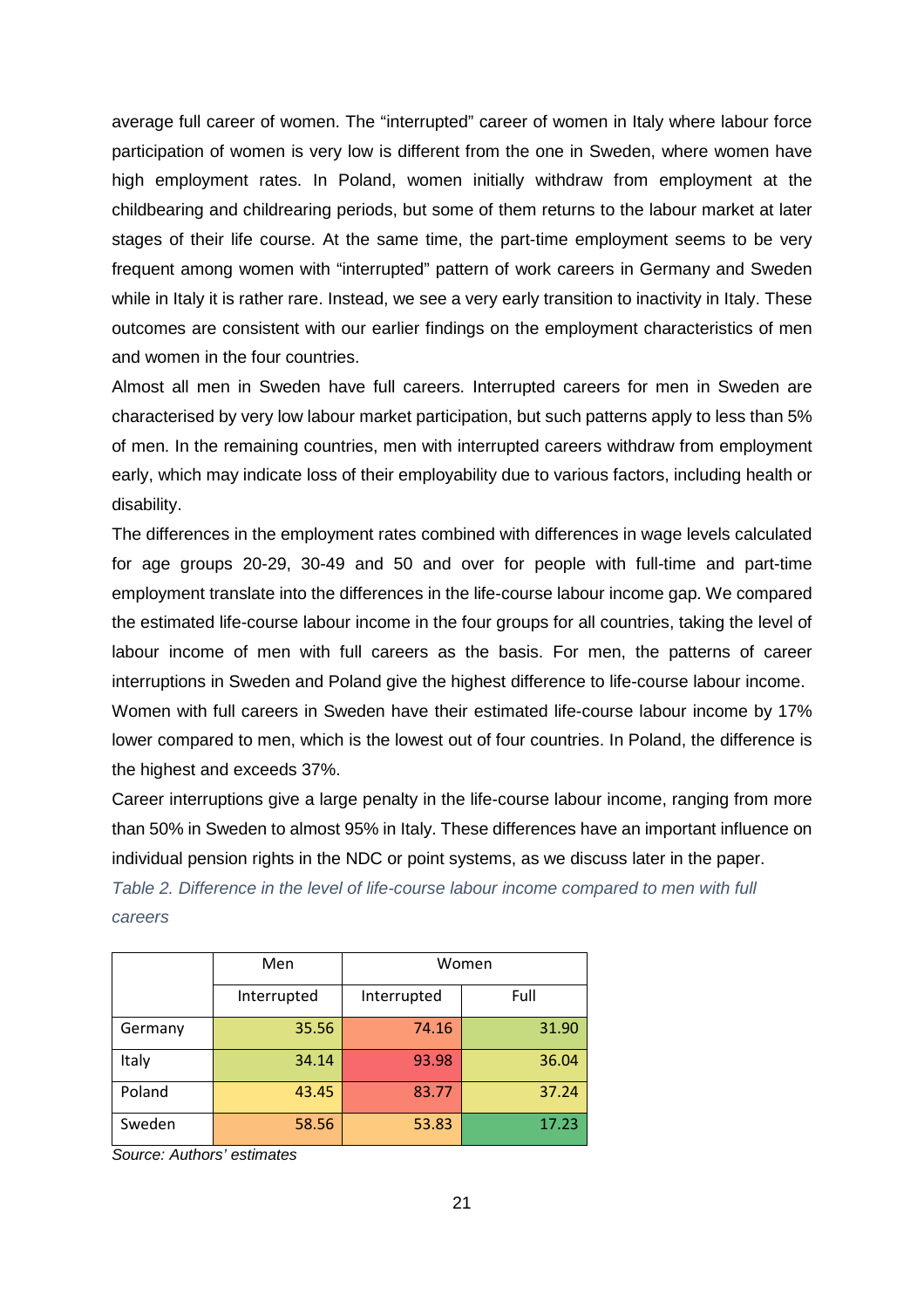average full career of women. The “interrupted” career of women in Italy where labour force participation of women is very low is different from the one in Sweden, where women have high employment rates. In Poland, women initially withdraw from employment at the childbearing and childrearing periods, but some of them returns to the labour market at later stages of their life course. At the same time, the part-time employment seems to be very frequent among women with “interrupted” pattern of work careers in Germany and Sweden while in Italy it is rather rare. Instead, we see a very early transition to inactivity in Italy. These outcomes are consistent with our earlier findings on the employment characteristics of men and women in the four countries.

Almost all men in Sweden have full careers. Interrupted careers for men in Sweden are characterised by very low labour market participation, but such patterns apply to less than 5% of men. In the remaining countries, men with interrupted careers withdraw from employment early, which may indicate loss of their employability due to various factors, including health or disability.

The differences in the employment rates combined with differences in wage levels calculated for age groups 20-29, 30-49 and 50 and over for people with full-time and part-time employment translate into the differences in the life-course labour income gap. We compared the estimated life-course labour income in the four groups for all countries, taking the level of labour income of men with full careers as the basis. For men, the patterns of career interruptions in Sweden and Poland give the highest difference to life-course labour income.

Women with full careers in Sweden have their estimated life-course labour income by 17% lower compared to men, which is the lowest out of four countries. In Poland, the difference is the highest and exceeds 37%.

Career interruptions give a large penalty in the life-course labour income, ranging from more than 50% in Sweden to almost 95% in Italy. These differences have an important influence on individual pension rights in the NDC or point systems, as we discuss later in the paper.

*Table 2. Difference in the level of life-course labour income compared to men with full careers*

| | Men | Women | |
|---|---|---|---|
| | Interrupted | Interrupted | Full |
| Germany | 35.56 | 74.16 | 31.90 |
| Italy | 34.14 | 93.98 | 36.04 |
| Poland | 43.45 | 83.77 | 37.24 |
| Sweden | 58.56 | 53.83 | 17.23 |

*Source: Authors' estimates*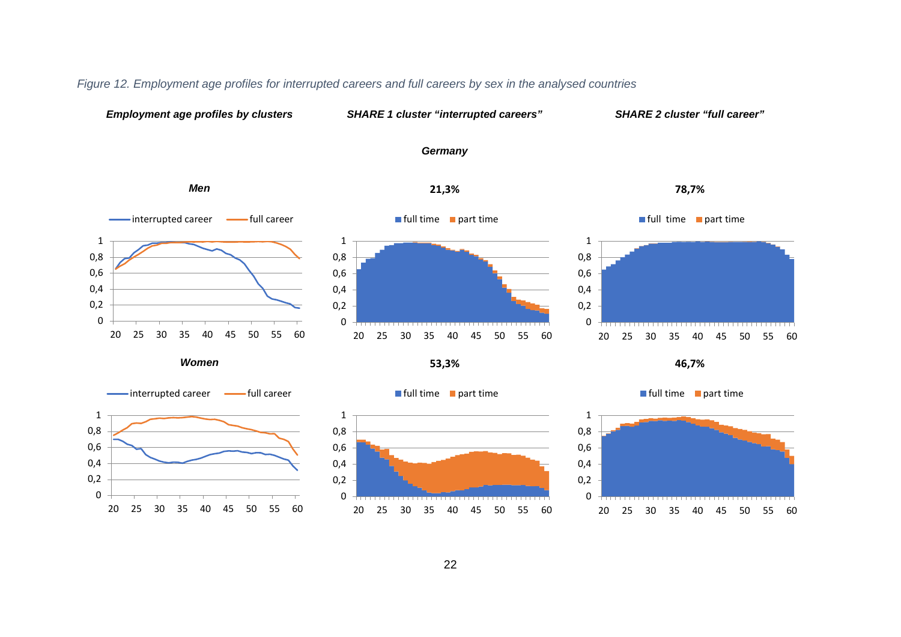*Figure 12. Employment age profiles for interrupted careers and full careers by sex in the analysed countries*

| ***Employment age profiles by clusters*** | ***SHARE 1 cluster "interrupted careers"*** | ***SHARE 2 cluster "full career"*** |
|---|---|---|

***Germany***

***Men***

**21,3%** | **78,7%**

***Women***

**53,3%** | **46,7%**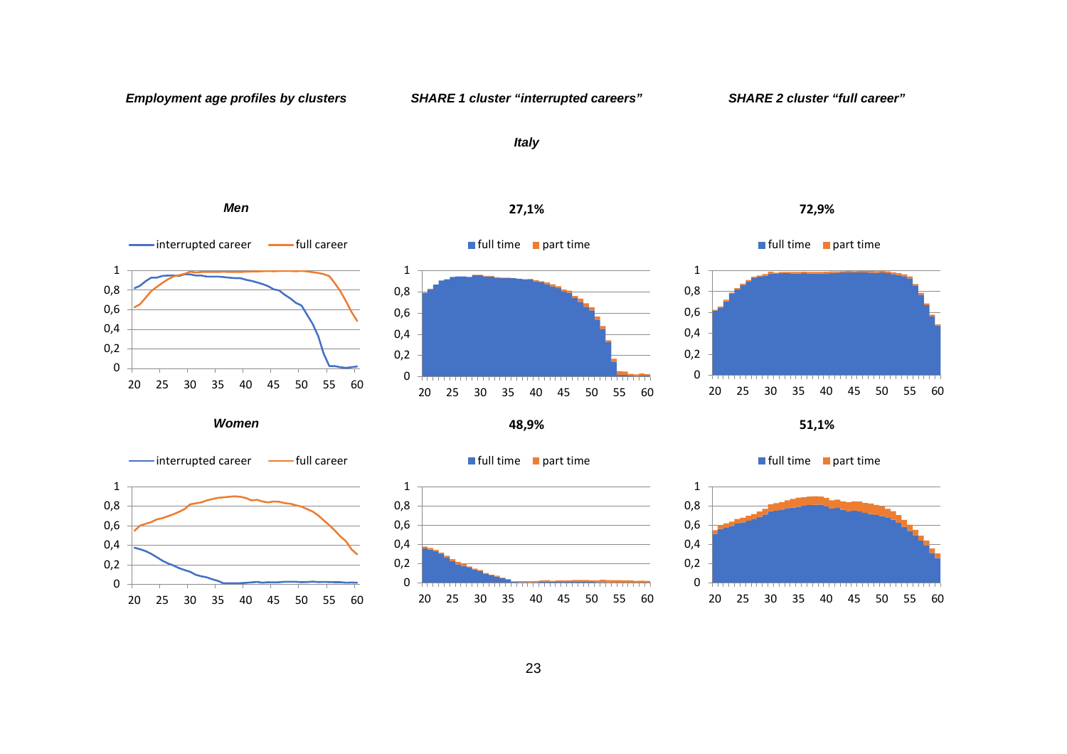*Employment age profiles by clusters* | *SHARE 1 cluster "interrupted careers"* | *SHARE 2 cluster "full career"*

***Italy***

***Men***

**27,1%**

**72,9%**

***Women***

**48,9%**

**51,1%**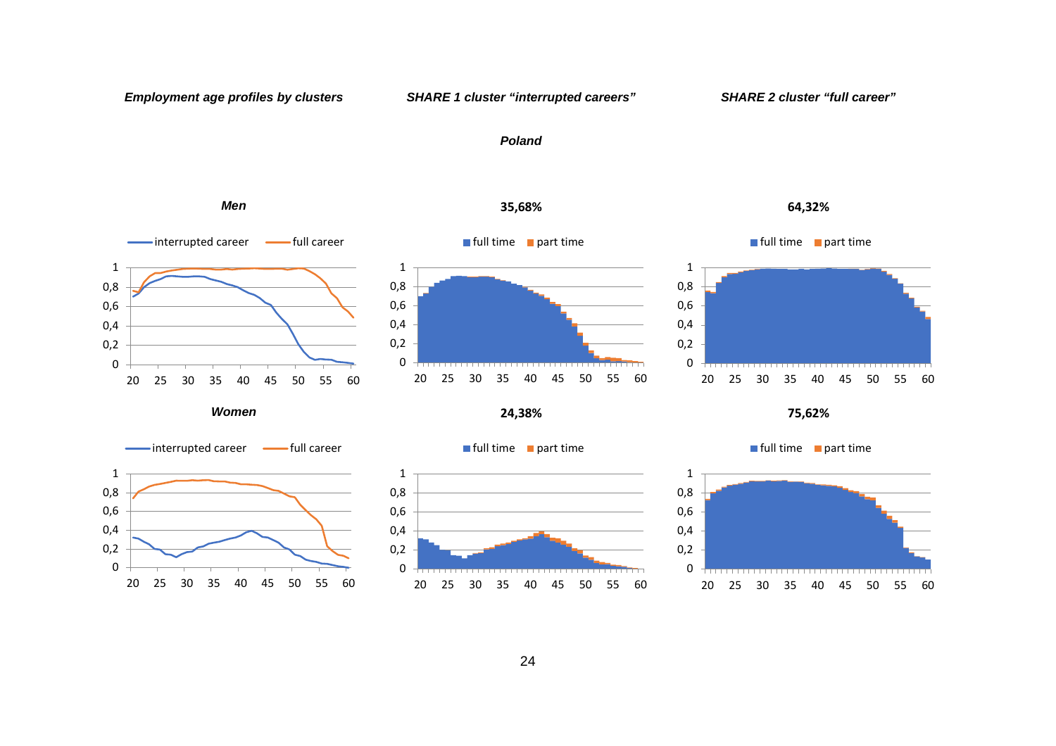*Employment age profiles by clusters* *SHARE 1 cluster "interrupted careers"* *SHARE 2 cluster "full career"*

***Poland***

***Men***

**35,68%**

**64,32%**

***Women***

**24,38%**

**75,62%**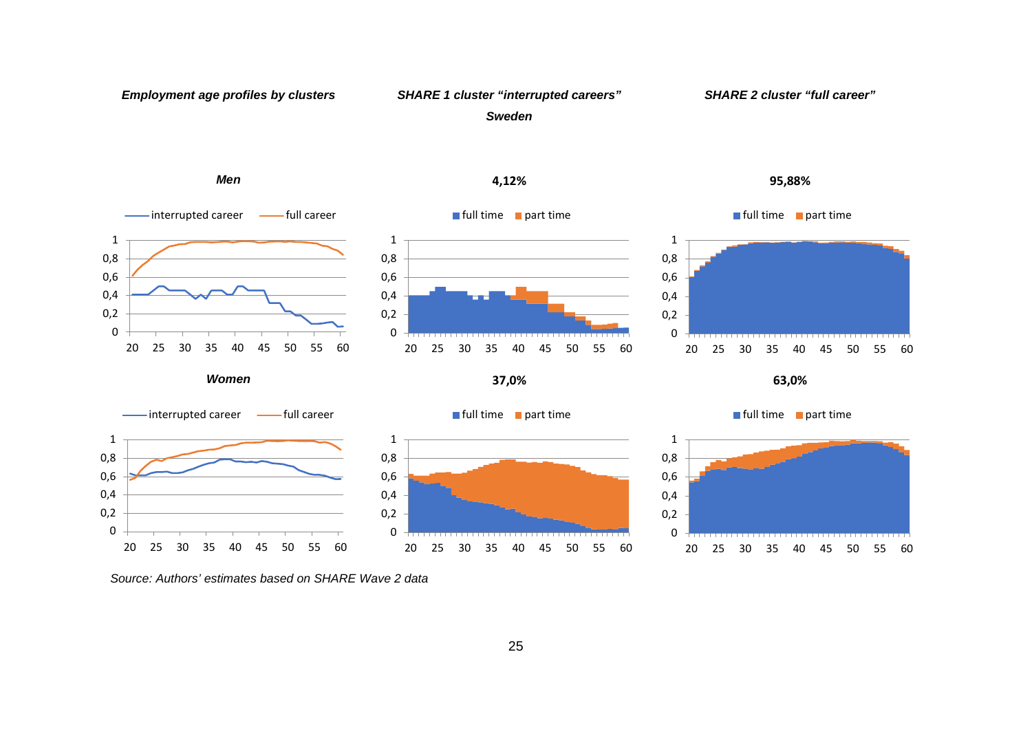***Employment age profiles by clusters***

***SHARE 1 cluster "interrupted careers"***

***Sweden***

***SHARE 2 cluster "full career"***

***Men***

**4,12%**

**95,88%**

***Women***

**37,0%**

**63,0%**

*Source: Authors' estimates based on SHARE Wave 2 data*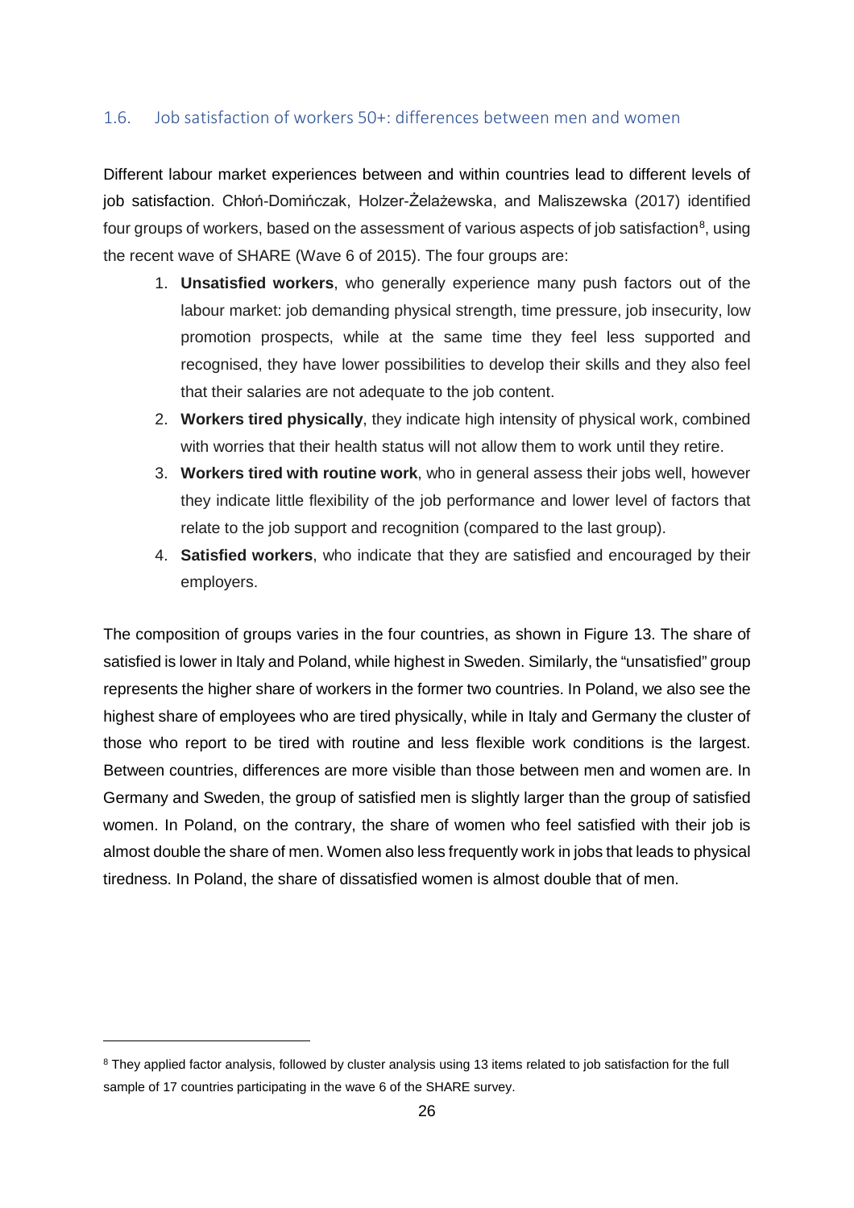### 1.6. Job satisfaction of workers 50+: differences between men and women

Different labour market experiences between and within countries lead to different levels of job satisfaction. Chłoń-Domińczak, Holzer-Żelażewska, and Maliszewska (2017) identified four groups of workers, based on the assessment of various aspects of job satisfaction[8], using the recent wave of SHARE (Wave 6 of 2015). The four groups are:

1. **Unsatisfied workers**, who generally experience many push factors out of the labour market: job demanding physical strength, time pressure, job insecurity, low promotion prospects, while at the same time they feel less supported and recognised, they have lower possibilities to develop their skills and they also feel that their salaries are not adequate to the job content.
2. **Workers tired physically**, they indicate high intensity of physical work, combined with worries that their health status will not allow them to work until they retire.
3. **Workers tired with routine work**, who in general assess their jobs well, however they indicate little flexibility of the job performance and lower level of factors that relate to the job support and recognition (compared to the last group).
4. **Satisfied workers**, who indicate that they are satisfied and encouraged by their employers.

The composition of groups varies in the four countries, as shown in Figure 13. The share of satisfied is lower in Italy and Poland, while highest in Sweden. Similarly, the "unsatisfied" group represents the higher share of workers in the former two countries. In Poland, we also see the highest share of employees who are tired physically, while in Italy and Germany the cluster of those who report to be tired with routine and less flexible work conditions is the largest. Between countries, differences are more visible than those between men and women are. In Germany and Sweden, the group of satisfied men is slightly larger than the group of satisfied women. In Poland, on the contrary, the share of women who feel satisfied with their job is almost double the share of men. Women also less frequently work in jobs that leads to physical tiredness. In Poland, the share of dissatisfied women is almost double that of men.

[8] They applied factor analysis, followed by cluster analysis using 13 items related to job satisfaction for the full sample of 17 countries participating in the wave 6 of the SHARE survey.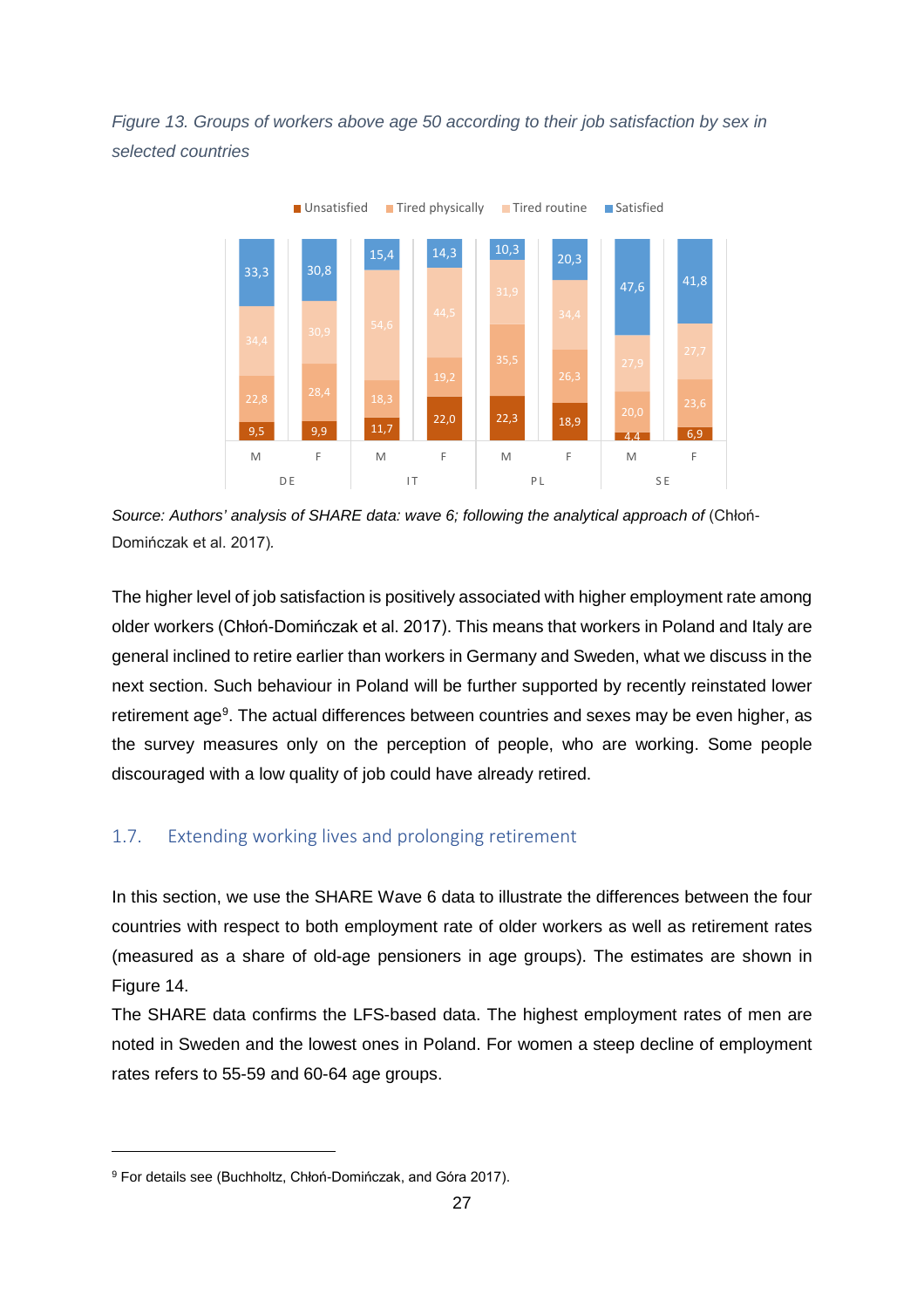*Figure 13. Groups of workers above age 50 according to their job satisfaction by sex in selected countries*

| Country | Sex | Unsatisfied | Tired physically | Tired routine | Satisfied |
|---|---|---|---|---|---|
| DE | M | 9,5 | 22,8 | 34,4 | 33,3 |
| DE | F | 9,9 | 28,4 | 30,9 | 30,8 |
| IT | M | 11,7 | 18,3 | 54,6 | 15,4 |
| IT | F | 22,0 | 19,2 | 44,5 | 14,3 |
| PL | M | 22,3 | 35,5 | 31,9 | 10,3 |
| PL | F | 18,9 | 26,3 | 34,4 | 20,3 |
| SE | M | 4,4 | 20,0 | 27,9 | 47,6 |
| SE | F | 6,9 | 23,6 | 27,7 | 41,8 |

*Source: Authors' analysis of SHARE data: wave 6; following the analytical approach of* (Chłoń-Domińczak et al. 2017)*.*

The higher level of job satisfaction is positively associated with higher employment rate among older workers (Chłoń-Domińczak et al. 2017). This means that workers in Poland and Italy are general inclined to retire earlier than workers in Germany and Sweden, what we discuss in the next section. Such behaviour in Poland will be further supported by recently reinstated lower retirement age[9]. The actual differences between countries and sexes may be even higher, as the survey measures only on the perception of people, who are working. Some people discouraged with a low quality of job could have already retired.

## 1.7. Extending working lives and prolonging retirement

In this section, we use the SHARE Wave 6 data to illustrate the differences between the four countries with respect to both employment rate of older workers as well as retirement rates (measured as a share of old-age pensioners in age groups). The estimates are shown in Figure 14.

The SHARE data confirms the LFS-based data. The highest employment rates of men are noted in Sweden and the lowest ones in Poland. For women a steep decline of employment rates refers to 55-59 and 60-64 age groups.

[9] For details see (Buchholtz, Chłoń-Domińczak, and Góra 2017).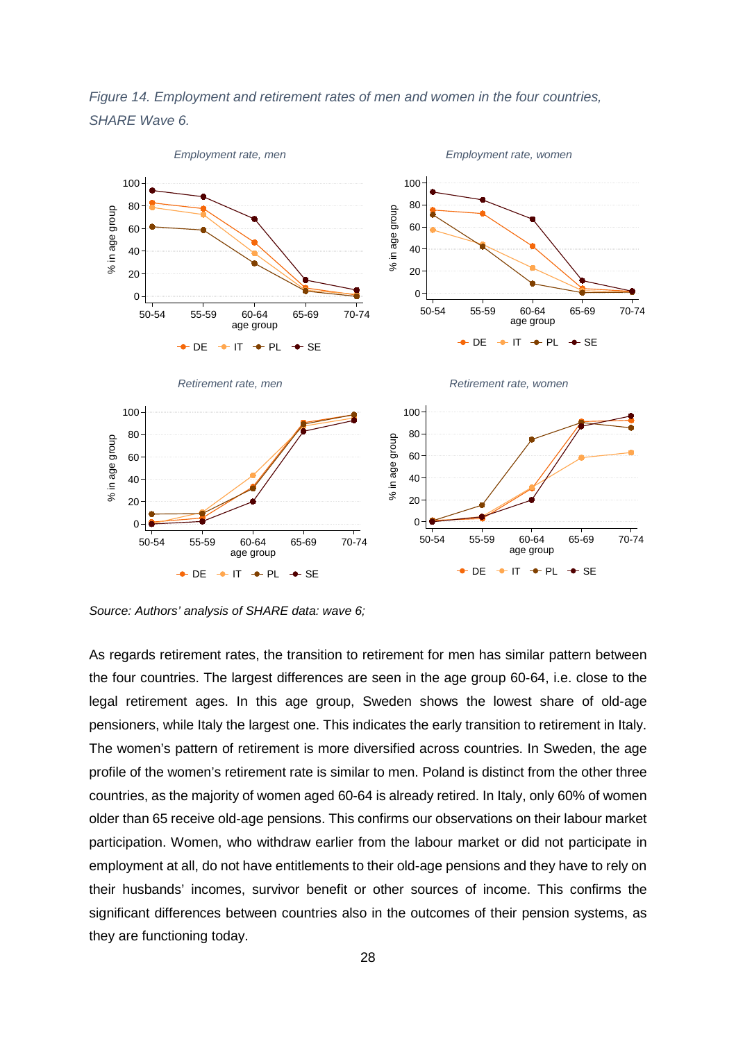*Figure 14. Employment and retirement rates of men and women in the four countries, SHARE Wave 6.*

*Source: Authors' analysis of SHARE data: wave 6;*

As regards retirement rates, the transition to retirement for men has similar pattern between the four countries. The largest differences are seen in the age group 60-64, i.e. close to the legal retirement ages. In this age group, Sweden shows the lowest share of old-age pensioners, while Italy the largest one. This indicates the early transition to retirement in Italy. The women's pattern of retirement is more diversified across countries. In Sweden, the age profile of the women's retirement rate is similar to men. Poland is distinct from the other three countries, as the majority of women aged 60-64 is already retired. In Italy, only 60% of women older than 65 receive old-age pensions. This confirms our observations on their labour market participation. Women, who withdraw earlier from the labour market or did not participate in employment at all, do not have entitlements to their old-age pensions and they have to rely on their husbands' incomes, survivor benefit or other sources of income. This confirms the significant differences between countries also in the outcomes of their pension systems, as they are functioning today.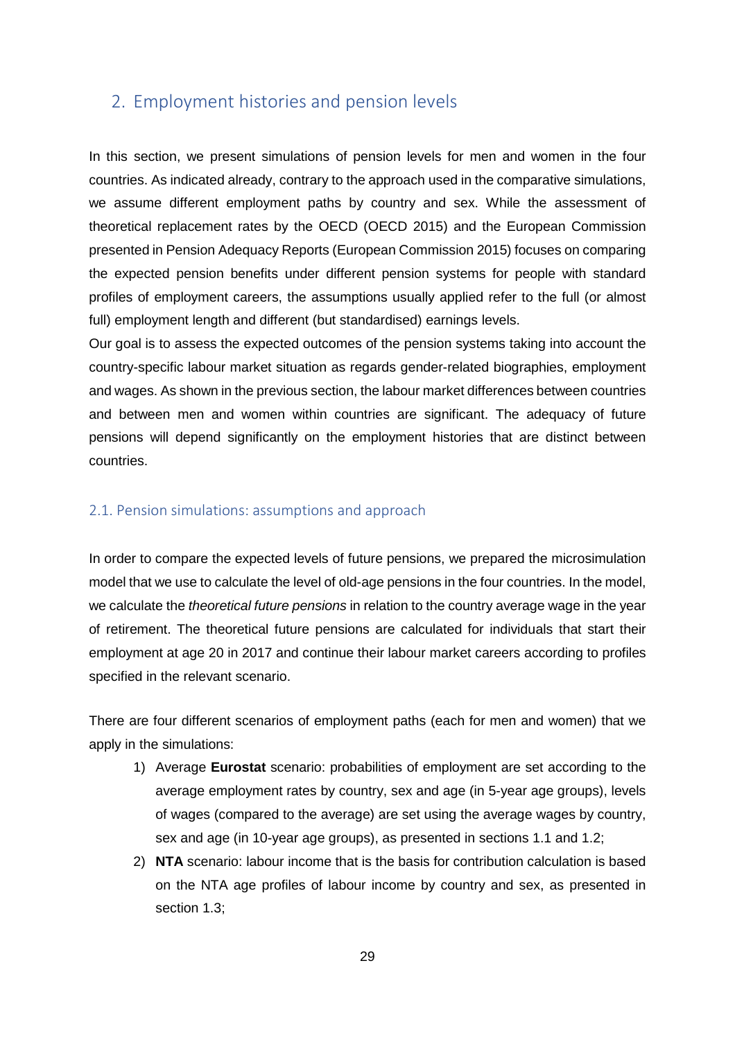## 2. Employment histories and pension levels

In this section, we present simulations of pension levels for men and women in the four countries. As indicated already, contrary to the approach used in the comparative simulations, we assume different employment paths by country and sex. While the assessment of theoretical replacement rates by the OECD (OECD 2015) and the European Commission presented in Pension Adequacy Reports (European Commission 2015) focuses on comparing the expected pension benefits under different pension systems for people with standard profiles of employment careers, the assumptions usually applied refer to the full (or almost full) employment length and different (but standardised) earnings levels.

Our goal is to assess the expected outcomes of the pension systems taking into account the country-specific labour market situation as regards gender-related biographies, employment and wages. As shown in the previous section, the labour market differences between countries and between men and women within countries are significant. The adequacy of future pensions will depend significantly on the employment histories that are distinct between countries.

### 2.1. Pension simulations: assumptions and approach

In order to compare the expected levels of future pensions, we prepared the microsimulation model that we use to calculate the level of old-age pensions in the four countries. In the model, we calculate the *theoretical future pensions* in relation to the country average wage in the year of retirement. The theoretical future pensions are calculated for individuals that start their employment at age 20 in 2017 and continue their labour market careers according to profiles specified in the relevant scenario.

There are four different scenarios of employment paths (each for men and women) that we apply in the simulations:

1) Average **Eurostat** scenario: probabilities of employment are set according to the average employment rates by country, sex and age (in 5-year age groups), levels of wages (compared to the average) are set using the average wages by country, sex and age (in 10-year age groups), as presented in sections 1.1 and 1.2;
2) **NTA** scenario: labour income that is the basis for contribution calculation is based on the NTA age profiles of labour income by country and sex, as presented in section 1.3;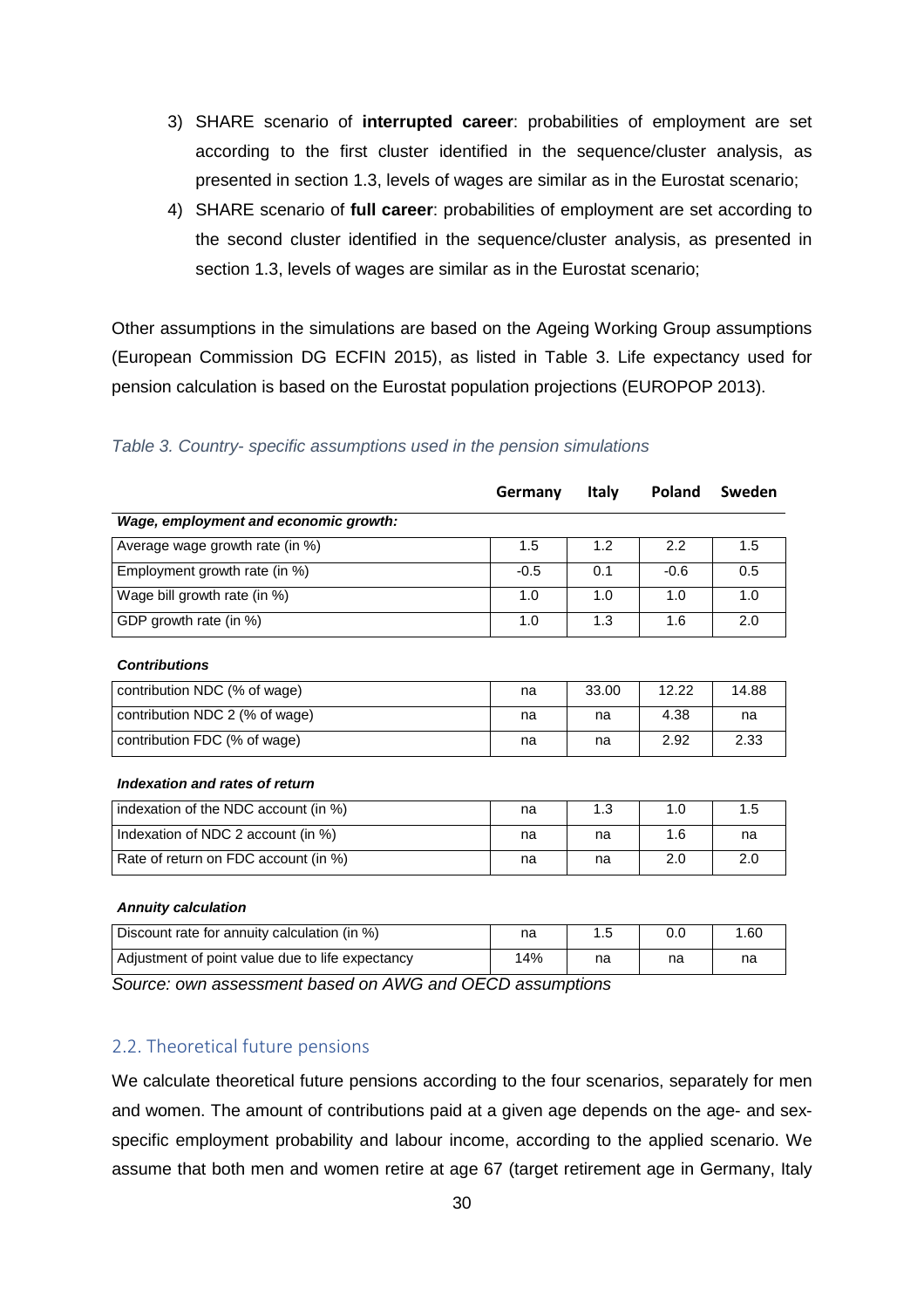3) SHARE scenario of **interrupted career**: probabilities of employment are set according to the first cluster identified in the sequence/cluster analysis, as presented in section 1.3, levels of wages are similar as in the Eurostat scenario;
4) SHARE scenario of **full career**: probabilities of employment are set according to the second cluster identified in the sequence/cluster analysis, as presented in section 1.3, levels of wages are similar as in the Eurostat scenario;

Other assumptions in the simulations are based on the Ageing Working Group assumptions (European Commission DG ECFIN 2015), as listed in Table 3. Life expectancy used for pension calculation is based on the Eurostat population projections (EUROPOP 2013).

*Table 3. Country- specific assumptions used in the pension simulations*

| | **Germany** | **Italy** | **Poland** | **Sweden** |
|---|---|---|---|---|
| ***Wage, employment and economic growth:*** | | | | |
| Average wage growth rate (in %) | 1.5 | 1.2 | 2.2 | 1.5 |
| Employment growth rate (in %) | -0.5 | 0.1 | -0.6 | 0.5 |
| Wage bill growth rate (in %) | 1.0 | 1.0 | 1.0 | 1.0 |
| GDP growth rate (in %) | 1.0 | 1.3 | 1.6 | 2.0 |
| ***Contributions*** | | | | |
| contribution NDC (% of wage) | na | 33.00 | 12.22 | 14.88 |
| contribution NDC 2 (% of wage) | na | na | 4.38 | na |
| contribution FDC (% of wage) | na | na | 2.92 | 2.33 |
| ***Indexation and rates of return*** | | | | |
| indexation of the NDC account (in %) | na | 1.3 | 1.0 | 1.5 |
| Indexation of NDC 2 account (in %) | na | na | 1.6 | na |
| Rate of return on FDC account (in %) | na | na | 2.0 | 2.0 |
| ***Annuity calculation*** | | | | |
| Discount rate for annuity calculation (in %) | na | 1.5 | 0.0 | 1.60 |
| Adjustment of point value due to life expectancy | 14% | na | na | na |

*Source: own assessment based on AWG and OECD assumptions*

## 2.2. Theoretical future pensions

We calculate theoretical future pensions according to the four scenarios, separately for men and women. The amount of contributions paid at a given age depends on the age- and sex-specific employment probability and labour income, according to the applied scenario. We assume that both men and women retire at age 67 (target retirement age in Germany, Italy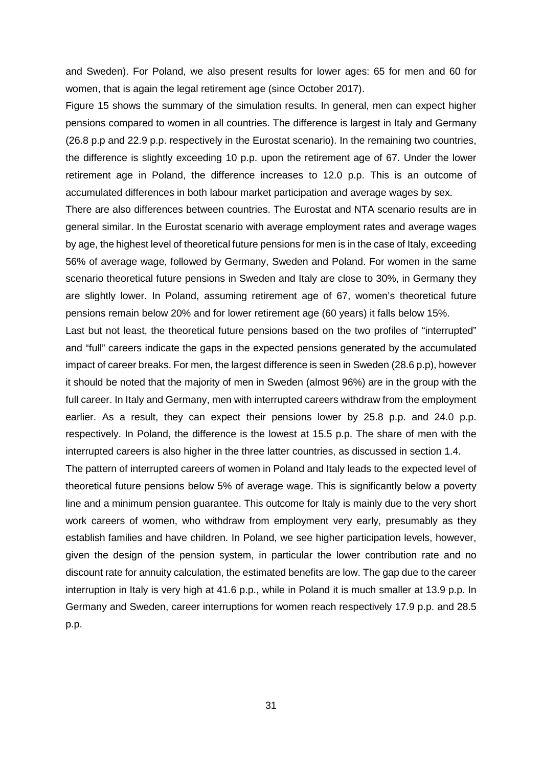and Sweden). For Poland, we also present results for lower ages: 65 for men and 60 for women, that is again the legal retirement age (since October 2017).

Figure 15 shows the summary of the simulation results. In general, men can expect higher pensions compared to women in all countries. The difference is largest in Italy and Germany (26.8 p.p and 22.9 p.p. respectively in the Eurostat scenario). In the remaining two countries, the difference is slightly exceeding 10 p.p. upon the retirement age of 67. Under the lower retirement age in Poland, the difference increases to 12.0 p.p. This is an outcome of accumulated differences in both labour market participation and average wages by sex.

There are also differences between countries. The Eurostat and NTA scenario results are in general similar. In the Eurostat scenario with average employment rates and average wages by age, the highest level of theoretical future pensions for men is in the case of Italy, exceeding 56% of average wage, followed by Germany, Sweden and Poland. For women in the same scenario theoretical future pensions in Sweden and Italy are close to 30%, in Germany they are slightly lower. In Poland, assuming retirement age of 67, women's theoretical future pensions remain below 20% and for lower retirement age (60 years) it falls below 15%.

Last but not least, the theoretical future pensions based on the two profiles of "interrupted" and "full" careers indicate the gaps in the expected pensions generated by the accumulated impact of career breaks. For men, the largest difference is seen in Sweden (28.6 p.p), however it should be noted that the majority of men in Sweden (almost 96%) are in the group with the full career. In Italy and Germany, men with interrupted careers withdraw from the employment earlier. As a result, they can expect their pensions lower by 25.8 p.p. and 24.0 p.p. respectively. In Poland, the difference is the lowest at 15.5 p.p. The share of men with the interrupted careers is also higher in the three latter countries, as discussed in section 1.4.

The pattern of interrupted careers of women in Poland and Italy leads to the expected level of theoretical future pensions below 5% of average wage. This is significantly below a poverty line and a minimum pension guarantee. This outcome for Italy is mainly due to the very short work careers of women, who withdraw from employment very early, presumably as they establish families and have children. In Poland, we see higher participation levels, however, given the design of the pension system, in particular the lower contribution rate and no discount rate for annuity calculation, the estimated benefits are low. The gap due to the career interruption in Italy is very high at 41.6 p.p., while in Poland it is much smaller at 13.9 p.p. In Germany and Sweden, career interruptions for women reach respectively 17.9 p.p. and 28.5 p.p.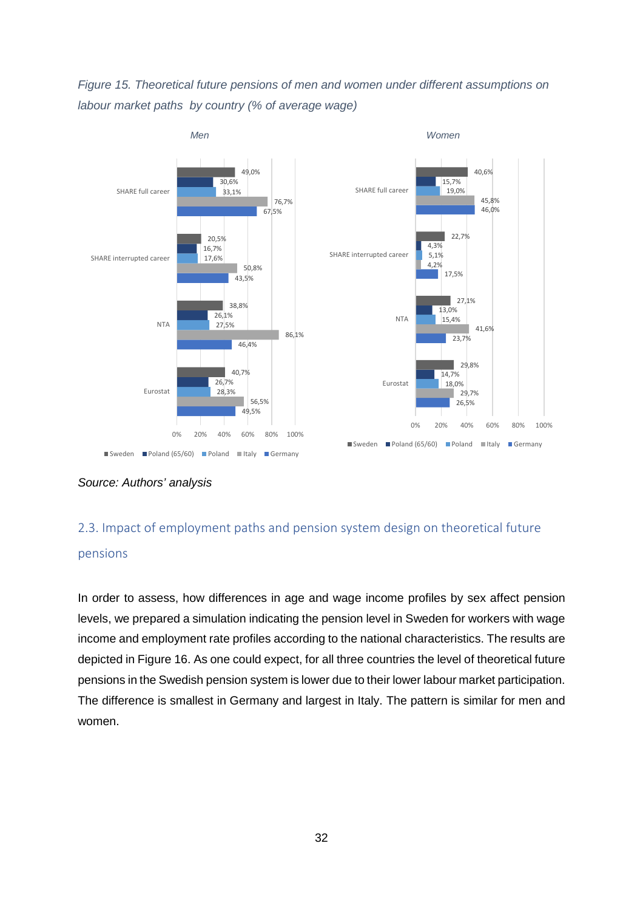*Figure 15. Theoretical future pensions of men and women under different assumptions on labour market paths by country (% of average wage)*

*Men*

| | Sweden | Poland (65/60) | Poland | Italy | Germany |
|---|---|---|---|---|---|
| SHARE full career | 49,0% | 30,6% | 33,1% | 76,7% | 67,5% |
| SHARE interrupted career | 20,5% | 16,7% | 17,6% | 50,8% | 43,5% |
| NTA | 38,8% | 26,1% | 27,5% | 86,1% | 46,4% |
| Eurostat | 40,7% | 26,7% | 28,3% | 56,5% | 49,5% |

*Women*

| | Sweden | Poland (65/60) | Poland | Italy | Germany |
|---|---|---|---|---|---|
| SHARE full career | 40,6% | 15,7% | 19,0% | 45,8% | 46,0% |
| SHARE interrupted career | 22,7% | 4,3% | 5,1% | 4,2% | 17,5% |
| NTA | 27,1% | 13,0% | 15,4% | 41,6% | 23,7% |
| Eurostat | 29,8% | 14,7% | 18,0% | 29,7% | 26,5% |

*Source: Authors' analysis*

## 2.3. Impact of employment paths and pension system design on theoretical future pensions

In order to assess, how differences in age and wage income profiles by sex affect pension levels, we prepared a simulation indicating the pension level in Sweden for workers with wage income and employment rate profiles according to the national characteristics. The results are depicted in Figure 16. As one could expect, for all three countries the level of theoretical future pensions in the Swedish pension system is lower due to their lower labour market participation. The difference is smallest in Germany and largest in Italy. The pattern is similar for men and women.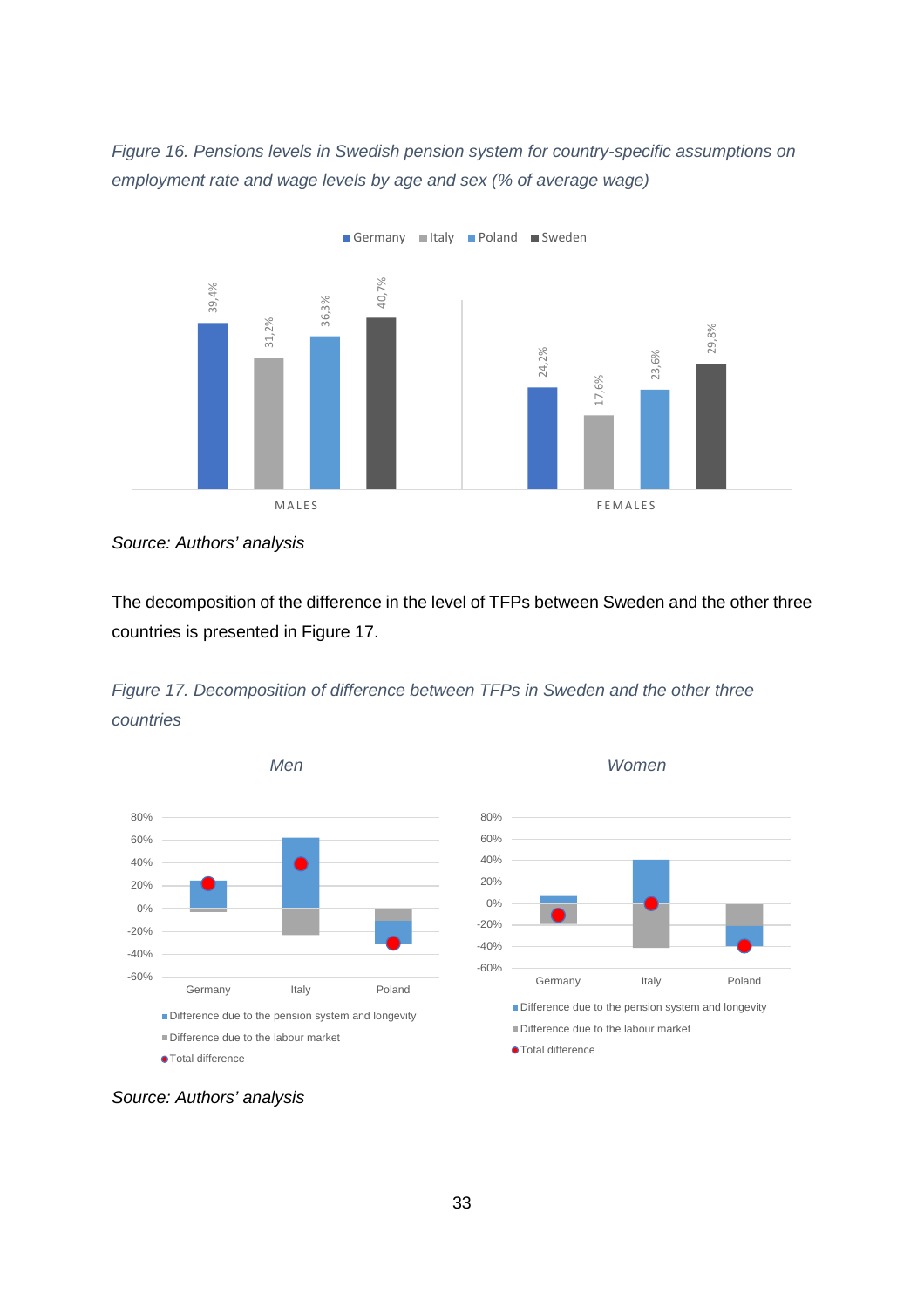*Figure 16. Pensions levels in Swedish pension system for country-specific assumptions on employment rate and wage levels by age and sex (% of average wage)*

| | Germany | Italy | Poland | Sweden |
|---|---|---|---|---|
| MALES | 39,4% | 31,2% | 36,3% | 40,7% |
| FEMALES | 24,2% | 17,6% | 23,6% | 29,8% |

*Source: Authors' analysis*

The decomposition of the difference in the level of TFPs between Sweden and the other three countries is presented in Figure 17.

*Figure 17. Decomposition of difference between TFPs in Sweden and the other three countries*

*Men*

*Women*

Legend: Difference due to the pension system and longevity; Difference due to the labour market; Total difference

*Source: Authors' analysis*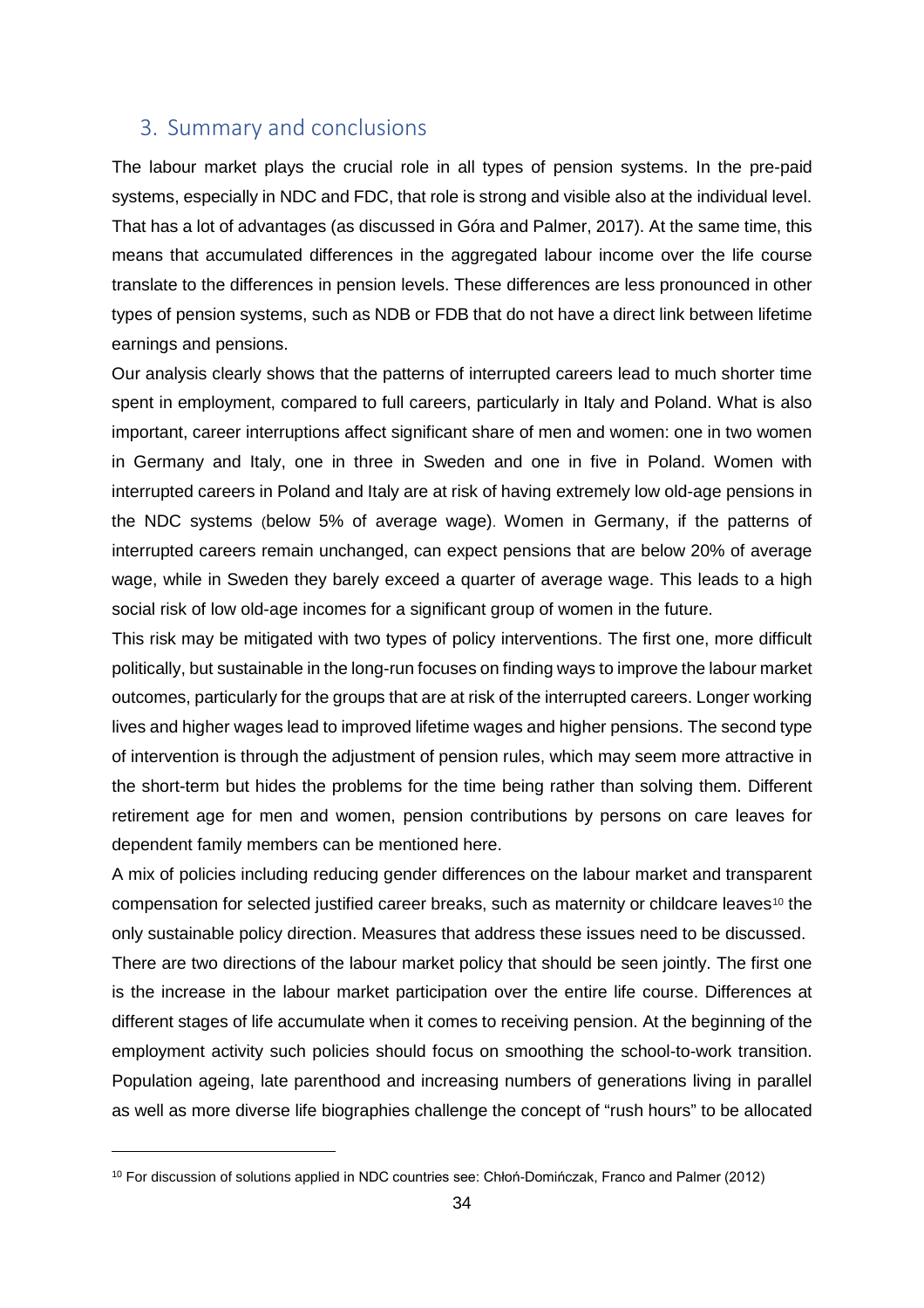## 3. Summary and conclusions

The labour market plays the crucial role in all types of pension systems. In the pre-paid systems, especially in NDC and FDC, that role is strong and visible also at the individual level. That has a lot of advantages (as discussed in Góra and Palmer, 2017). At the same time, this means that accumulated differences in the aggregated labour income over the life course translate to the differences in pension levels. These differences are less pronounced in other types of pension systems, such as NDB or FDB that do not have a direct link between lifetime earnings and pensions.

Our analysis clearly shows that the patterns of interrupted careers lead to much shorter time spent in employment, compared to full careers, particularly in Italy and Poland. What is also important, career interruptions affect significant share of men and women: one in two women in Germany and Italy, one in three in Sweden and one in five in Poland. Women with interrupted careers in Poland and Italy are at risk of having extremely low old-age pensions in the NDC systems (below 5% of average wage). Women in Germany, if the patterns of interrupted careers remain unchanged, can expect pensions that are below 20% of average wage, while in Sweden they barely exceed a quarter of average wage. This leads to a high social risk of low old-age incomes for a significant group of women in the future.

This risk may be mitigated with two types of policy interventions. The first one, more difficult politically, but sustainable in the long-run focuses on finding ways to improve the labour market outcomes, particularly for the groups that are at risk of the interrupted careers. Longer working lives and higher wages lead to improved lifetime wages and higher pensions. The second type of intervention is through the adjustment of pension rules, which may seem more attractive in the short-term but hides the problems for the time being rather than solving them. Different retirement age for men and women, pension contributions by persons on care leaves for dependent family members can be mentioned here.

A mix of policies including reducing gender differences on the labour market and transparent compensation for selected justified career breaks, such as maternity or childcare leaves[10] the only sustainable policy direction. Measures that address these issues need to be discussed.

There are two directions of the labour market policy that should be seen jointly. The first one is the increase in the labour market participation over the entire life course. Differences at different stages of life accumulate when it comes to receiving pension. At the beginning of the employment activity such policies should focus on smoothing the school-to-work transition. Population ageing, late parenthood and increasing numbers of generations living in parallel as well as more diverse life biographies challenge the concept of "rush hours" to be allocated

---

[10] For discussion of solutions applied in NDC countries see: Chłoń-Domińczak, Franco and Palmer (2012)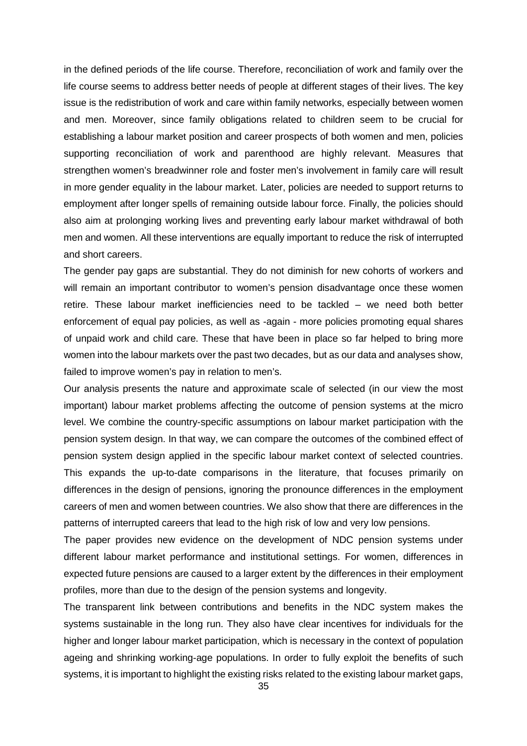in the defined periods of the life course. Therefore, reconciliation of work and family over the life course seems to address better needs of people at different stages of their lives. The key issue is the redistribution of work and care within family networks, especially between women and men. Moreover, since family obligations related to children seem to be crucial for establishing a labour market position and career prospects of both women and men, policies supporting reconciliation of work and parenthood are highly relevant. Measures that strengthen women's breadwinner role and foster men's involvement in family care will result in more gender equality in the labour market. Later, policies are needed to support returns to employment after longer spells of remaining outside labour force. Finally, the policies should also aim at prolonging working lives and preventing early labour market withdrawal of both men and women. All these interventions are equally important to reduce the risk of interrupted and short careers.

The gender pay gaps are substantial. They do not diminish for new cohorts of workers and will remain an important contributor to women's pension disadvantage once these women retire. These labour market inefficiencies need to be tackled – we need both better enforcement of equal pay policies, as well as -again - more policies promoting equal shares of unpaid work and child care. These that have been in place so far helped to bring more women into the labour markets over the past two decades, but as our data and analyses show, failed to improve women's pay in relation to men's.

Our analysis presents the nature and approximate scale of selected (in our view the most important) labour market problems affecting the outcome of pension systems at the micro level. We combine the country-specific assumptions on labour market participation with the pension system design. In that way, we can compare the outcomes of the combined effect of pension system design applied in the specific labour market context of selected countries. This expands the up-to-date comparisons in the literature, that focuses primarily on differences in the design of pensions, ignoring the pronounce differences in the employment careers of men and women between countries. We also show that there are differences in the patterns of interrupted careers that lead to the high risk of low and very low pensions.

The paper provides new evidence on the development of NDC pension systems under different labour market performance and institutional settings. For women, differences in expected future pensions are caused to a larger extent by the differences in their employment profiles, more than due to the design of the pension systems and longevity.

The transparent link between contributions and benefits in the NDC system makes the systems sustainable in the long run. They also have clear incentives for individuals for the higher and longer labour market participation, which is necessary in the context of population ageing and shrinking working-age populations. In order to fully exploit the benefits of such systems, it is important to highlight the existing risks related to the existing labour market gaps,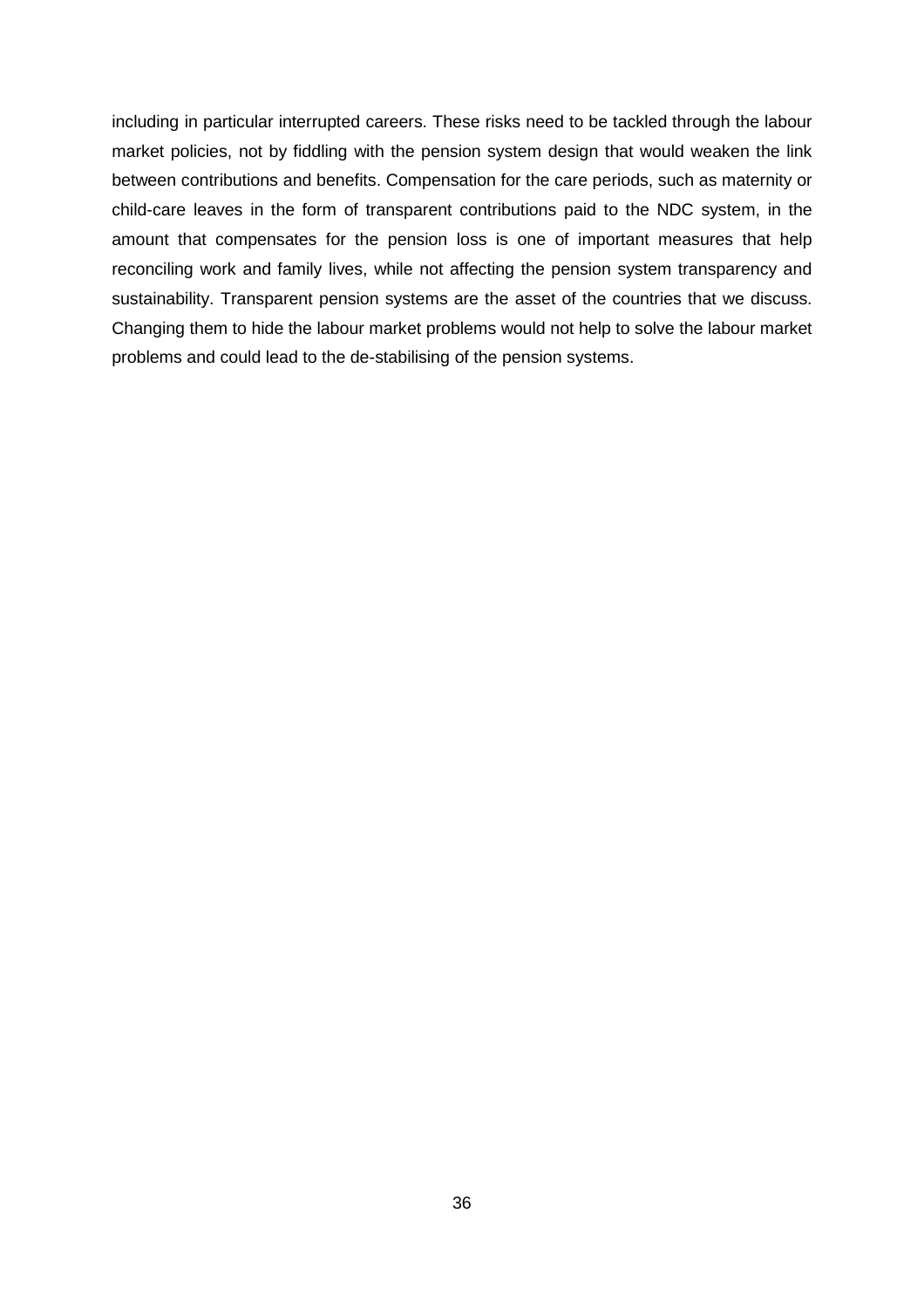including in particular interrupted careers. These risks need to be tackled through the labour market policies, not by fiddling with the pension system design that would weaken the link between contributions and benefits. Compensation for the care periods, such as maternity or child-care leaves in the form of transparent contributions paid to the NDC system, in the amount that compensates for the pension loss is one of important measures that help reconciling work and family lives, while not affecting the pension system transparency and sustainability. Transparent pension systems are the asset of the countries that we discuss. Changing them to hide the labour market problems would not help to solve the labour market problems and could lead to the de-stabilising of the pension systems.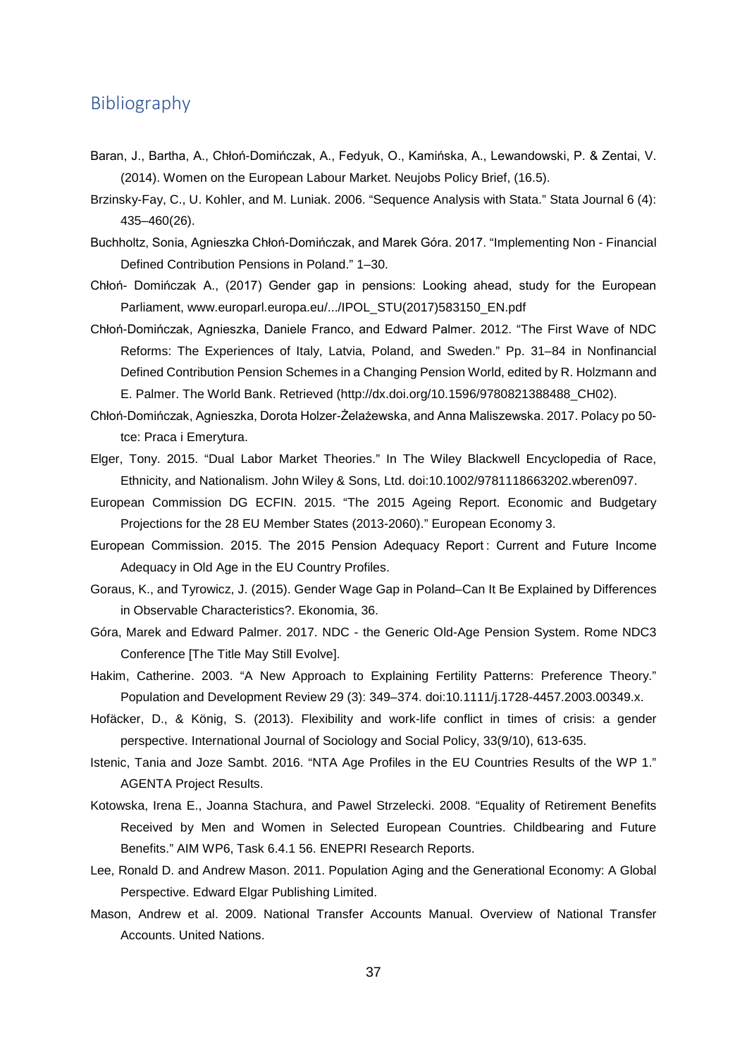## Bibliography

Baran, J., Bartha, A., Chłoń-Domińczak, A., Fedyuk, O., Kamińska, A., Lewandowski, P. & Zentai, V. (2014). Women on the European Labour Market. Neujobs Policy Brief, (16.5).

Brzinsky-Fay, C., U. Kohler, and M. Luniak. 2006. "Sequence Analysis with Stata." Stata Journal 6 (4): 435–460(26).

Buchholtz, Sonia, Agnieszka Chłoń-Domińczak, and Marek Góra. 2017. "Implementing Non - Financial Defined Contribution Pensions in Poland." 1–30.

Chłoń- Domińczak A., (2017) Gender gap in pensions: Looking ahead, study for the European Parliament, www.europarl.europa.eu/.../IPOL_STU(2017)583150_EN.pdf

Chłoń-Domińczak, Agnieszka, Daniele Franco, and Edward Palmer. 2012. "The First Wave of NDC Reforms: The Experiences of Italy, Latvia, Poland, and Sweden." Pp. 31–84 in Nonfinancial Defined Contribution Pension Schemes in a Changing Pension World, edited by R. Holzmann and E. Palmer. The World Bank. Retrieved (http://dx.doi.org/10.1596/9780821388488_CH02).

Chłoń-Domińczak, Agnieszka, Dorota Holzer-Żelażewska, and Anna Maliszewska. 2017. Polacy po 50-tce: Praca i Emerytura.

Elger, Tony. 2015. "Dual Labor Market Theories." In The Wiley Blackwell Encyclopedia of Race, Ethnicity, and Nationalism. John Wiley & Sons, Ltd. doi:10.1002/9781118663202.wberen097.

European Commission DG ECFIN. 2015. "The 2015 Ageing Report. Economic and Budgetary Projections for the 28 EU Member States (2013-2060)." European Economy 3.

European Commission. 2015. The 2015 Pension Adequacy Report : Current and Future Income Adequacy in Old Age in the EU Country Profiles.

Goraus, K., and Tyrowicz, J. (2015). Gender Wage Gap in Poland–Can It Be Explained by Differences in Observable Characteristics?. Ekonomia, 36.

Góra, Marek and Edward Palmer. 2017. NDC - the Generic Old-Age Pension System. Rome NDC3 Conference [The Title May Still Evolve].

Hakim, Catherine. 2003. "A New Approach to Explaining Fertility Patterns: Preference Theory." Population and Development Review 29 (3): 349–374. doi:10.1111/j.1728-4457.2003.00349.x.

Hofäcker, D., & König, S. (2013). Flexibility and work-life conflict in times of crisis: a gender perspective. International Journal of Sociology and Social Policy, 33(9/10), 613-635.

Istenic, Tania and Joze Sambt. 2016. "NTA Age Profiles in the EU Countries Results of the WP 1." AGENTA Project Results.

Kotowska, Irena E., Joanna Stachura, and Pawel Strzelecki. 2008. "Equality of Retirement Benefits Received by Men and Women in Selected European Countries. Childbearing and Future Benefits." AIM WP6, Task 6.4.1 56. ENEPRI Research Reports.

Lee, Ronald D. and Andrew Mason. 2011. Population Aging and the Generational Economy: A Global Perspective. Edward Elgar Publishing Limited.

Mason, Andrew et al. 2009. National Transfer Accounts Manual. Overview of National Transfer Accounts. United Nations.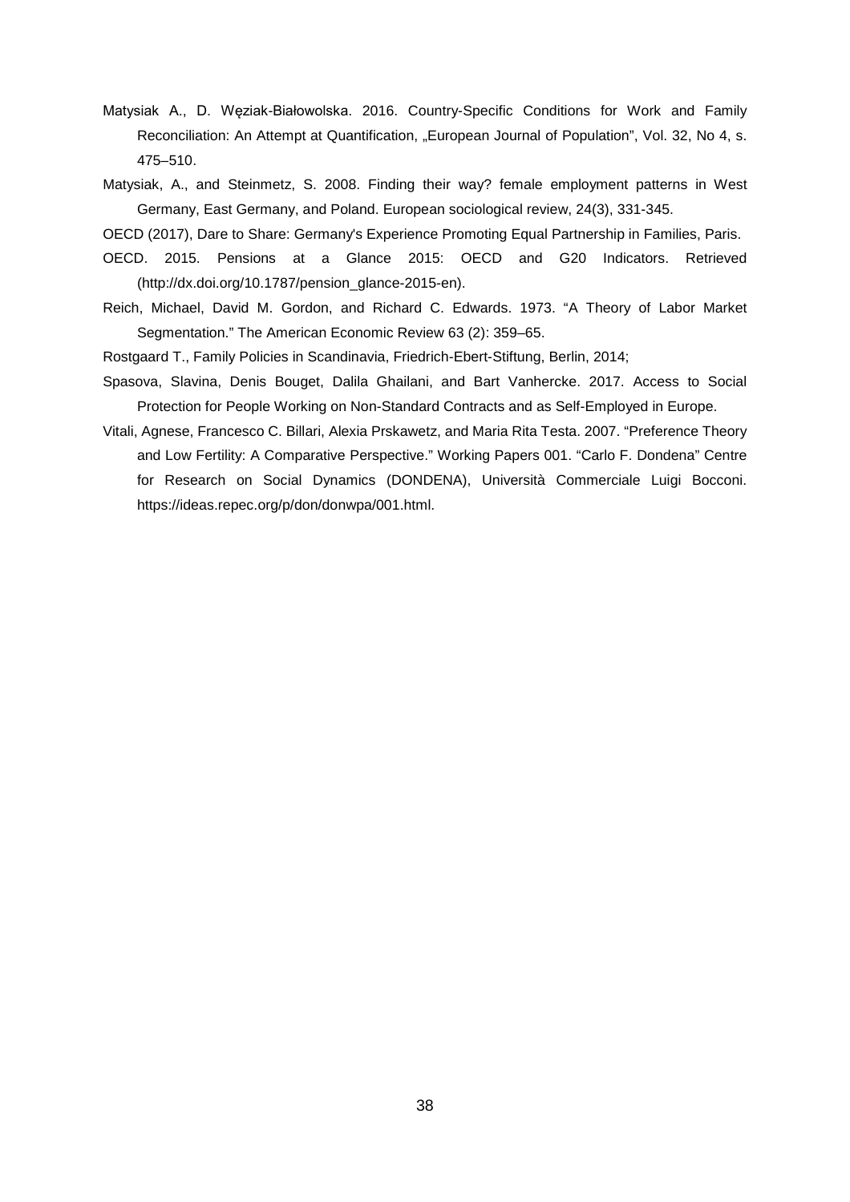Matysiak A., D. Węziak-Białowolska. 2016. Country-Specific Conditions for Work and Family Reconciliation: An Attempt at Quantification, „European Journal of Population", Vol. 32, No 4, s. 475–510.

Matysiak, A., and Steinmetz, S. 2008. Finding their way? female employment patterns in West Germany, East Germany, and Poland. European sociological review, 24(3), 331-345.

OECD (2017), Dare to Share: Germany's Experience Promoting Equal Partnership in Families, Paris.

OECD. 2015. Pensions at a Glance 2015: OECD and G20 Indicators. Retrieved (http://dx.doi.org/10.1787/pension_glance-2015-en).

Reich, Michael, David M. Gordon, and Richard C. Edwards. 1973. "A Theory of Labor Market Segmentation." The American Economic Review 63 (2): 359–65.

Rostgaard T., Family Policies in Scandinavia, Friedrich-Ebert-Stiftung, Berlin, 2014;

Spasova, Slavina, Denis Bouget, Dalila Ghailani, and Bart Vanhercke. 2017. Access to Social Protection for People Working on Non-Standard Contracts and as Self-Employed in Europe.

Vitali, Agnese, Francesco C. Billari, Alexia Prskawetz, and Maria Rita Testa. 2007. "Preference Theory and Low Fertility: A Comparative Perspective." Working Papers 001. "Carlo F. Dondena" Centre for Research on Social Dynamics (DONDENA), Università Commerciale Luigi Bocconi. https://ideas.repec.org/p/don/donwpa/001.html.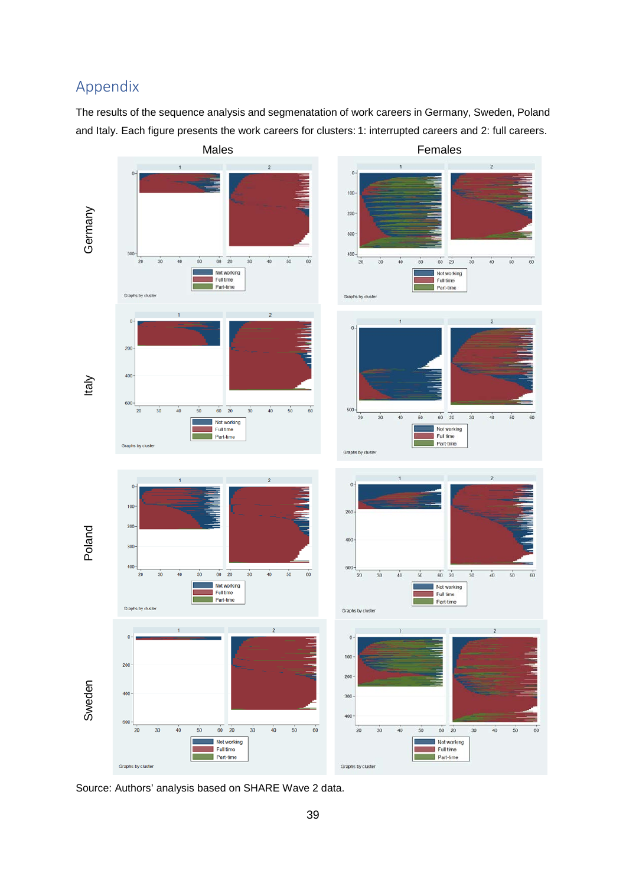# Appendix

The results of the sequence analysis and segmenatation of work careers in Germany, Sweden, Poland and Italy. Each figure presents the work careers for clusters: 1: interrupted careers and 2: full careers.

Males

Females

Germany

Italy

Poland

Sweden

Not working
Full time
Part-time

Graphs by cluster

Source: Authors' analysis based on SHARE Wave 2 data.